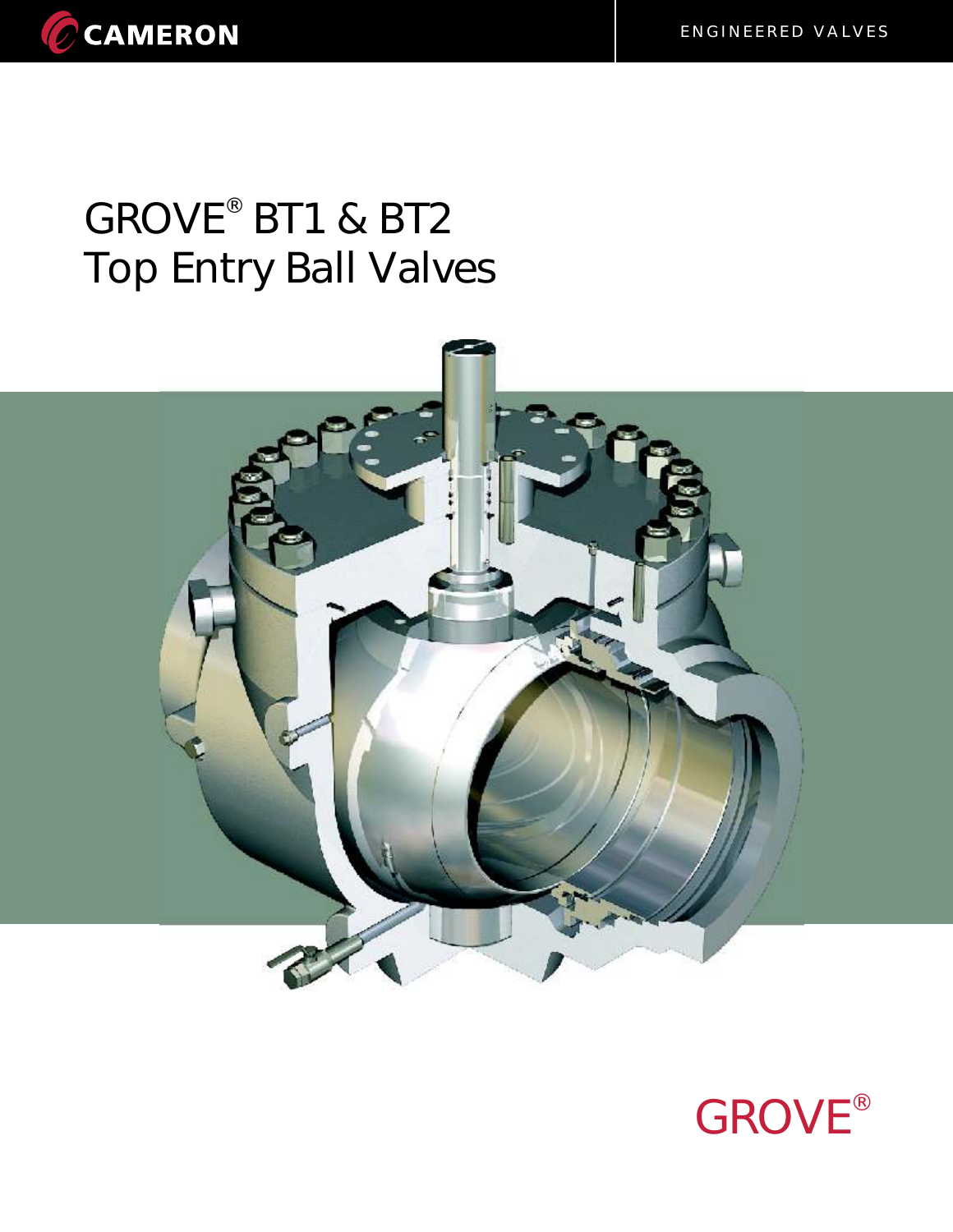CAMERON

ENGINEERED VALVES

# GROVE® BT1 & BT2 Top Entry Ball Valves

GROVE®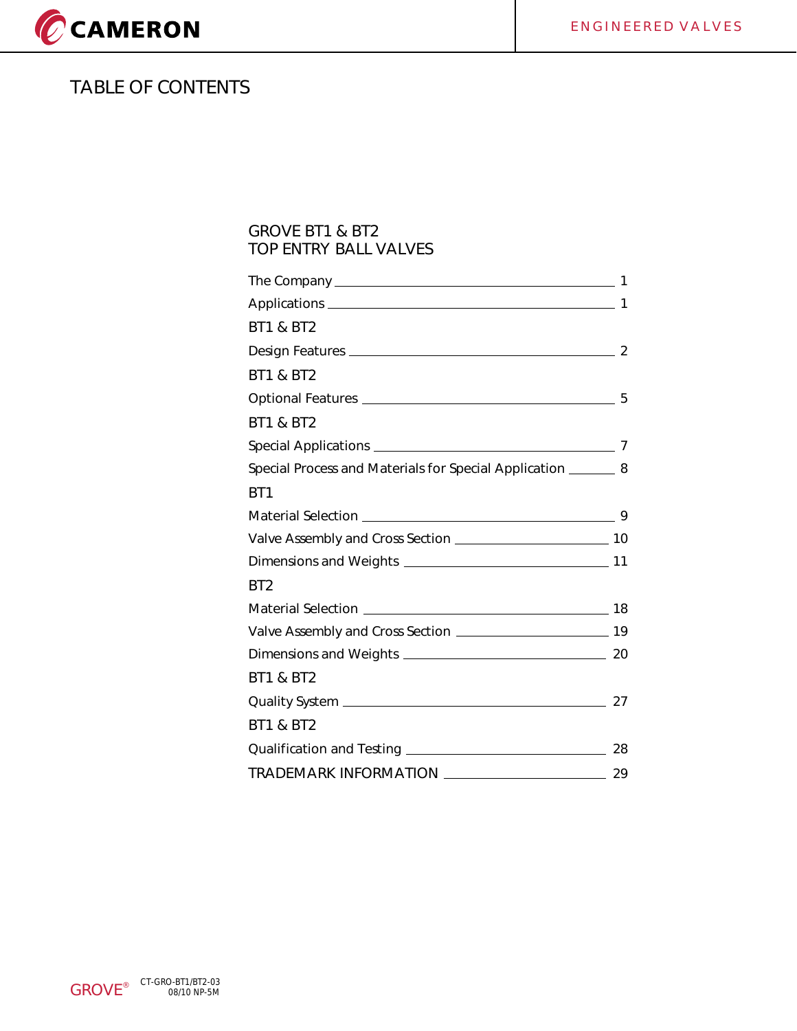# TABLE OF CONTENTS

## GROVE BT1 & BT2
## TOP ENTRY BALL VALVES

The Company — 1

Applications — 1

**BT1 & BT2**

Design Features — 2

**BT1 & BT2**

Optional Features — 5

**BT1 & BT2**

Special Applications — 7

Special Process and Materials for Special Application — 8

**BT1**

Material Selection — 9

Valve Assembly and Cross Section — 10

Dimensions and Weights — 11

**BT2**

Material Selection — 18

Valve Assembly and Cross Section — 19

Dimensions and Weights — 20

**BT1 & BT2**

Quality System — 27

**BT1 & BT2**

Qualification and Testing — 28

TRADEMARK INFORMATION — 29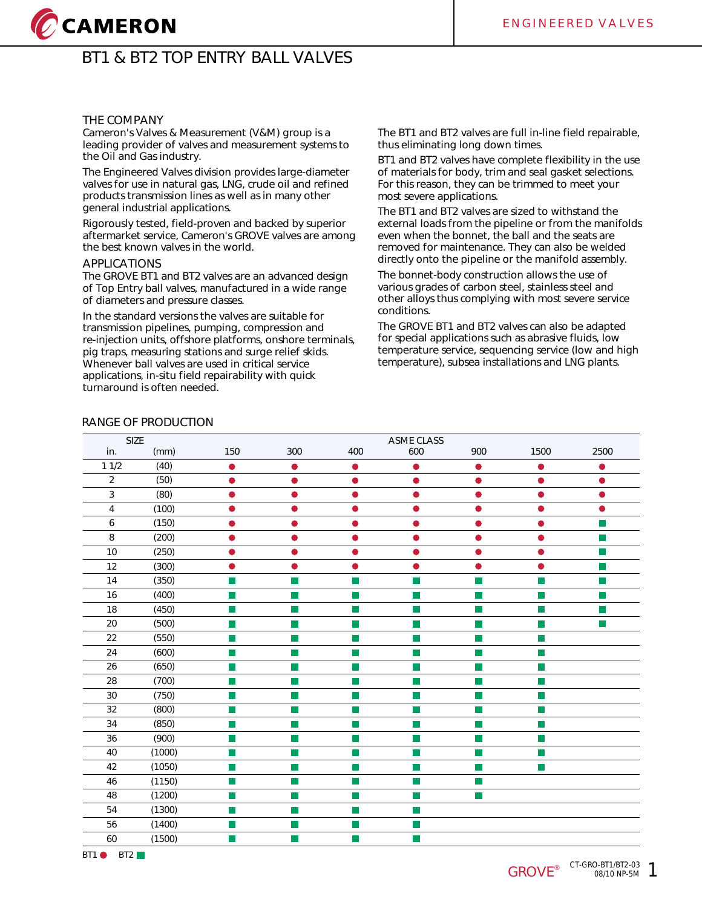# BT1 & BT2 TOP ENTRY BALL VALVES

## THE COMPANY

Cameron's Valves & Measurement (V&M) group is a leading provider of valves and measurement systems to the Oil and Gas industry.

The Engineered Valves division provides large-diameter valves for use in natural gas, LNG, crude oil and refined products transmission lines as well as in many other general industrial applications.

Rigorously tested, field-proven and backed by superior aftermarket service, Cameron's GROVE valves are among the best known valves in the world.

## APPLICATIONS

The GROVE BT1 and BT2 valves are an advanced design of Top Entry ball valves, manufactured in a wide range of diameters and pressure classes.

In the standard versions the valves are suitable for transmission pipelines, pumping, compression and re-injection units, offshore platforms, onshore terminals, pig traps, measuring stations and surge relief skids. Whenever ball valves are used in critical service applications, in-situ field repairability with quick turnaround is often needed.

The BT1 and BT2 valves are full in-line field repairable, thus eliminating long down times.

BT1 and BT2 valves have complete flexibility in the use of materials for body, trim and seal gasket selections. For this reason, they can be trimmed to meet your most severe applications.

The BT1 and BT2 valves are sized to withstand the external loads from the pipeline or from the manifolds even when the bonnet, the ball and the seats are removed for maintenance. They can also be welded directly onto the pipeline or the manifold assembly.

The bonnet-body construction allows the use of various grades of carbon steel, stainless steel and other alloys thus complying with most severe service conditions.

The GROVE BT1 and BT2 valves can also be adapted for special applications such as abrasive fluids, low temperature service, sequencing service (low and high temperature), subsea installations and LNG plants.

## RANGE OF PRODUCTION

| SIZE | | ASME CLASS | | | | | | |
|---|---|---|---|---|---|---|---|---|
| in. | (mm) | 150 | 300 | 400 | 600 | 900 | 1500 | 2500 |
| 1 1/2 | (40) | BT1 | BT1 | BT1 | BT1 | BT1 | BT1 | BT1 |
| 2 | (50) | BT1 | BT1 | BT1 | BT1 | BT1 | BT1 | BT1 |
| 3 | (80) | BT1 | BT1 | BT1 | BT1 | BT1 | BT1 | BT1 |
| 4 | (100) | BT1 | BT1 | BT1 | BT1 | BT1 | BT1 | BT1 |
| 6 | (150) | BT1 | BT1 | BT1 | BT1 | BT1 | BT1 | BT2 |
| 8 | (200) | BT1 | BT1 | BT1 | BT1 | BT1 | BT1 | BT2 |
| 10 | (250) | BT1 | BT1 | BT1 | BT1 | BT1 | BT1 | BT2 |
| 12 | (300) | BT1 | BT1 | BT1 | BT1 | BT1 | BT1 | BT2 |
| 14 | (350) | BT2 | BT2 | BT2 | BT2 | BT2 | BT2 | BT2 |
| 16 | (400) | BT2 | BT2 | BT2 | BT2 | BT2 | BT2 | BT2 |
| 18 | (450) | BT2 | BT2 | BT2 | BT2 | BT2 | BT2 | BT2 |
| 20 | (500) | BT2 | BT2 | BT2 | BT2 | BT2 | BT2 | BT2 |
| 22 | (550) | BT2 | BT2 | BT2 | BT2 | BT2 | BT2 | |
| 24 | (600) | BT2 | BT2 | BT2 | BT2 | BT2 | BT2 | |
| 26 | (650) | BT2 | BT2 | BT2 | BT2 | BT2 | BT2 | |
| 28 | (700) | BT2 | BT2 | BT2 | BT2 | BT2 | BT2 | |
| 30 | (750) | BT2 | BT2 | BT2 | BT2 | BT2 | BT2 | |
| 32 | (800) | BT2 | BT2 | BT2 | BT2 | BT2 | BT2 | |
| 34 | (850) | BT2 | BT2 | BT2 | BT2 | BT2 | BT2 | |
| 36 | (900) | BT2 | BT2 | BT2 | BT2 | BT2 | BT2 | |
| 40 | (1000) | BT2 | BT2 | BT2 | BT2 | BT2 | BT2 | |
| 42 | (1050) | BT2 | BT2 | BT2 | BT2 | BT2 | BT2 | |
| 46 | (1150) | BT2 | BT2 | BT2 | BT2 | BT2 | | |
| 48 | (1200) | BT2 | BT2 | BT2 | BT2 | BT2 | | |
| 54 | (1300) | BT2 | BT2 | BT2 | BT2 | | | |
| 56 | (1400) | BT2 | BT2 | BT2 | BT2 | | | |
| 60 | (1500) | BT2 | BT2 | BT2 | BT2 | | | |

BT1 ● BT2 ■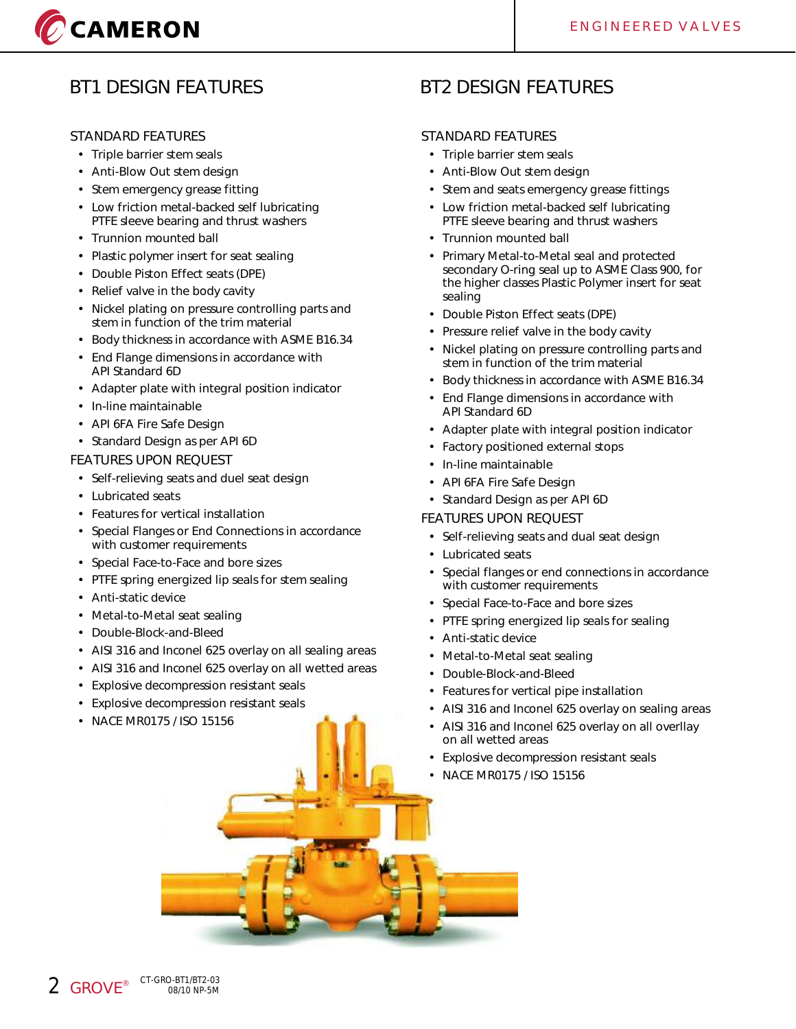## BT1 DESIGN FEATURES

### STANDARD FEATURES

- Triple barrier stem seals
- Anti-Blow Out stem design
- Stem emergency grease fitting
- Low friction metal-backed self lubricating PTFE sleeve bearing and thrust washers
- Trunnion mounted ball
- Plastic polymer insert for seat sealing
- Double Piston Effect seats (DPE)
- Relief valve in the body cavity
- Nickel plating on pressure controlling parts and stem in function of the trim material
- Body thickness in accordance with ASME B16.34
- End Flange dimensions in accordance with API Standard 6D
- Adapter plate with integral position indicator
- In-line maintainable
- API 6FA Fire Safe Design
- Standard Design as per API 6D

### FEATURES UPON REQUEST

- Self-relieving seats and duel seat design
- Lubricated seats
- Features for vertical installation
- Special Flanges or End Connections in accordance with customer requirements
- Special Face-to-Face and bore sizes
- PTFE spring energized lip seals for stem sealing
- Anti-static device
- Metal-to-Metal seat sealing
- Double-Block-and-Bleed
- AISI 316 and Inconel 625 overlay on all sealing areas
- AISI 316 and Inconel 625 overlay on all wetted areas
- Explosive decompression resistant seals
- Explosive decompression resistant seals
- NACE MR0175 / ISO 15156

## BT2 DESIGN FEATURES

### STANDARD FEATURES

- Triple barrier stem seals
- Anti-Blow Out stem design
- Stem and seats emergency grease fittings
- Low friction metal-backed self lubricating PTFE sleeve bearing and thrust washers
- Trunnion mounted ball
- Primary Metal-to-Metal seal and protected secondary O-ring seal up to ASME Class 900, for the higher classes Plastic Polymer insert for seat sealing
- Double Piston Effect seats (DPE)
- Pressure relief valve in the body cavity
- Nickel plating on pressure controlling parts and stem in function of the trim material
- Body thickness in accordance with ASME B16.34
- End Flange dimensions in accordance with API Standard 6D
- Adapter plate with integral position indicator
- Factory positioned external stops
- In-line maintainable
- API 6FA Fire Safe Design
- Standard Design as per API 6D

### FEATURES UPON REQUEST

- Self-relieving seats and dual seat design
- Lubricated seats
- Special flanges or end connections in accordance with customer requirements
- Special Face-to-Face and bore sizes
- PTFE spring energized lip seals for sealing
- Anti-static device
- Metal-to-Metal seat sealing
- Double-Block-and-Bleed
- Features for vertical pipe installation
- AISI 316 and Inconel 625 overlay on sealing areas
- AISI 316 and Inconel 625 overlay on all overllay on all wetted areas
- Explosive decompression resistant seals
- NACE MR0175 / ISO 15156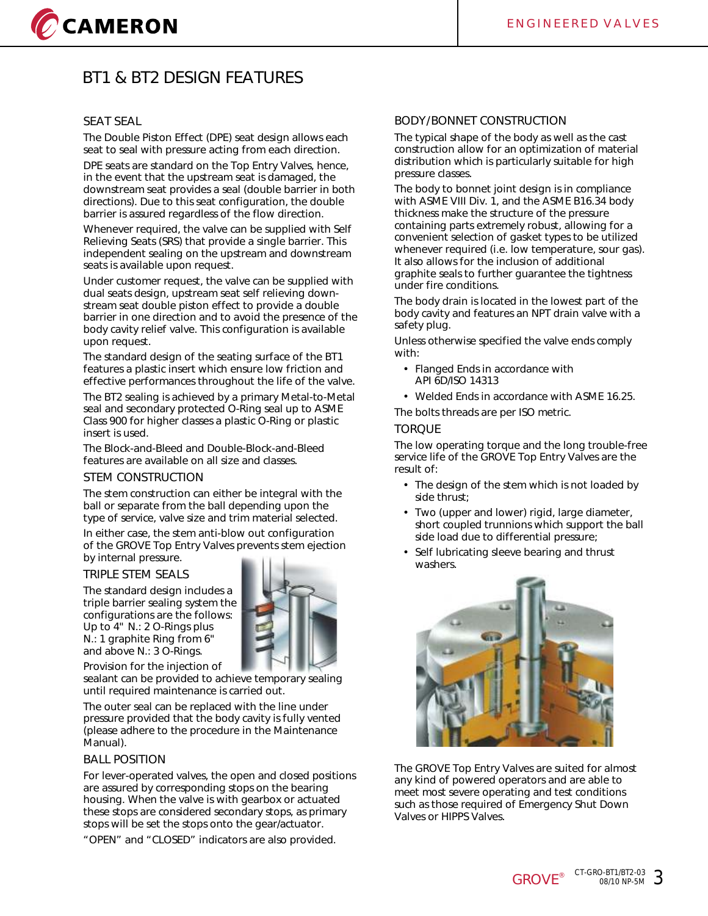# BT1 & BT2 DESIGN FEATURES

## SEAT SEAL

The Double Piston Effect (DPE) seat design allows each seat to seal with pressure acting from each direction.

DPE seats are standard on the Top Entry Valves, hence, in the event that the upstream seat is damaged, the downstream seat provides a seal (double barrier in both directions). Due to this seat configuration, the double barrier is assured regardless of the flow direction.

Whenever required, the valve can be supplied with Self Relieving Seats (SRS) that provide a single barrier. This independent sealing on the upstream and downstream seats is available upon request.

Under customer request, the valve can be supplied with dual seats design, upstream seat self relieving downstream seat double piston effect to provide a double barrier in one direction and to avoid the presence of the body cavity relief valve. This configuration is available upon request.

The standard design of the seating surface of the BT1 features a plastic insert which ensure low friction and effective performances throughout the life of the valve.

The BT2 sealing is achieved by a primary Metal-to-Metal seal and secondary protected O-Ring seal up to ASME Class 900 for higher classes a plastic O-Ring or plastic insert is used.

The Block-and-Bleed and Double-Block-and-Bleed features are available on all size and classes.

## STEM CONSTRUCTION

The stem construction can either be integral with the ball or separate from the ball depending upon the type of service, valve size and trim material selected.

In either case, the stem anti-blow out configuration of the GROVE Top Entry Valves prevents stem ejection by internal pressure.

## TRIPLE STEM SEALS

The standard design includes a triple barrier sealing system the configurations are the follows: Up to 4" N.: 2 O-Rings plus N.: 1 graphite Ring from 6" and above N.: 3 O-Rings.

Provision for the injection of sealant can be provided to achieve temporary sealing until required maintenance is carried out.

The outer seal can be replaced with the line under pressure provided that the body cavity is fully vented (please adhere to the procedure in the Maintenance Manual).

## BALL POSITION

For lever-operated valves, the open and closed positions are assured by corresponding stops on the bearing housing. When the valve is with gearbox or actuated these stops are considered secondary stops, as primary stops will be set the stops onto the gear/actuator.

"OPEN" and "CLOSED" indicators are also provided.

## BODY/BONNET CONSTRUCTION

The typical shape of the body as well as the cast construction allow for an optimization of material distribution which is particularly suitable for high pressure classes.

The body to bonnet joint design is in compliance with ASME VIII Div. 1, and the ASME B16.34 body thickness make the structure of the pressure containing parts extremely robust, allowing for a convenient selection of gasket types to be utilized whenever required (i.e. low temperature, sour gas). It also allows for the inclusion of additional graphite seals to further guarantee the tightness under fire conditions.

The body drain is located in the lowest part of the body cavity and features an NPT drain valve with a safety plug.

Unless otherwise specified the valve ends comply with:

- Flanged Ends in accordance with API 6D/ISO 14313
- Welded Ends in accordance with ASME 16.25.

The bolts threads are per ISO metric.

## TORQUE

The low operating torque and the long trouble-free service life of the GROVE Top Entry Valves are the result of:

- The design of the stem which is not loaded by side thrust;
- Two (upper and lower) rigid, large diameter, short coupled trunnions which support the ball side load due to differential pressure;
- Self lubricating sleeve bearing and thrust washers.

The GROVE Top Entry Valves are suited for almost any kind of powered operators and are able to meet most severe operating and test conditions such as those required of Emergency Shut Down Valves or HIPPS Valves.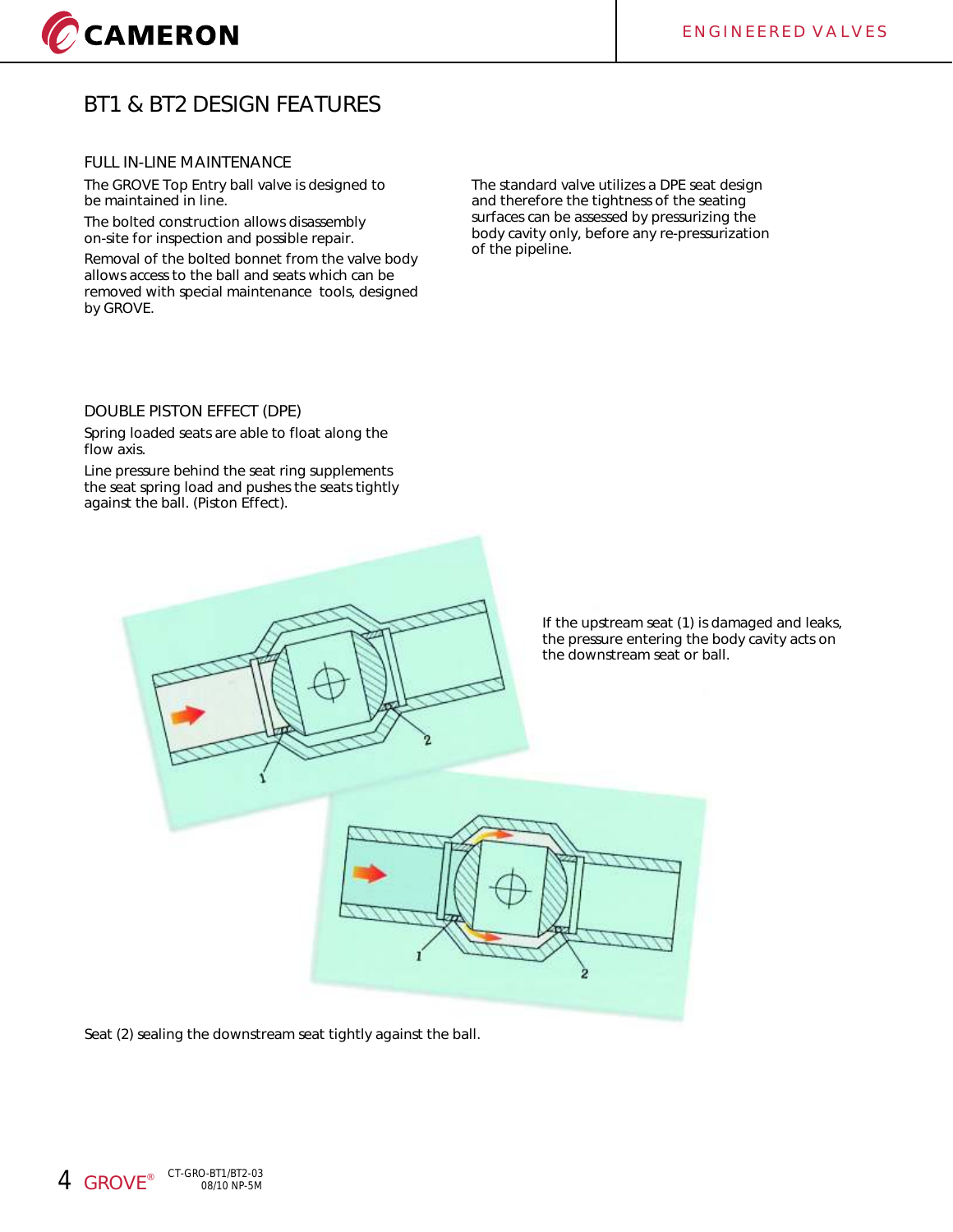# BT1 & BT2 DESIGN FEATURES

## FULL IN-LINE MAINTENANCE

The GROVE Top Entry ball valve is designed to be maintained in line.

The bolted construction allows disassembly on-site for inspection and possible repair.

Removal of the bolted bonnet from the valve body allows access to the ball and seats which can be removed with special maintenance tools, designed by GROVE.

The standard valve utilizes a DPE seat design and therefore the tightness of the seating surfaces can be assessed by pressurizing the body cavity only, before any re-pressurization of the pipeline.

## DOUBLE PISTON EFFECT (DPE)

Spring loaded seats are able to float along the flow axis.

Line pressure behind the seat ring supplements the seat spring load and pushes the seats tightly against the ball. (Piston Effect).

If the upstream seat (1) is damaged and leaks, the pressure entering the body cavity acts on the downstream seat or ball.

Seat (2) sealing the downstream seat tightly against the ball.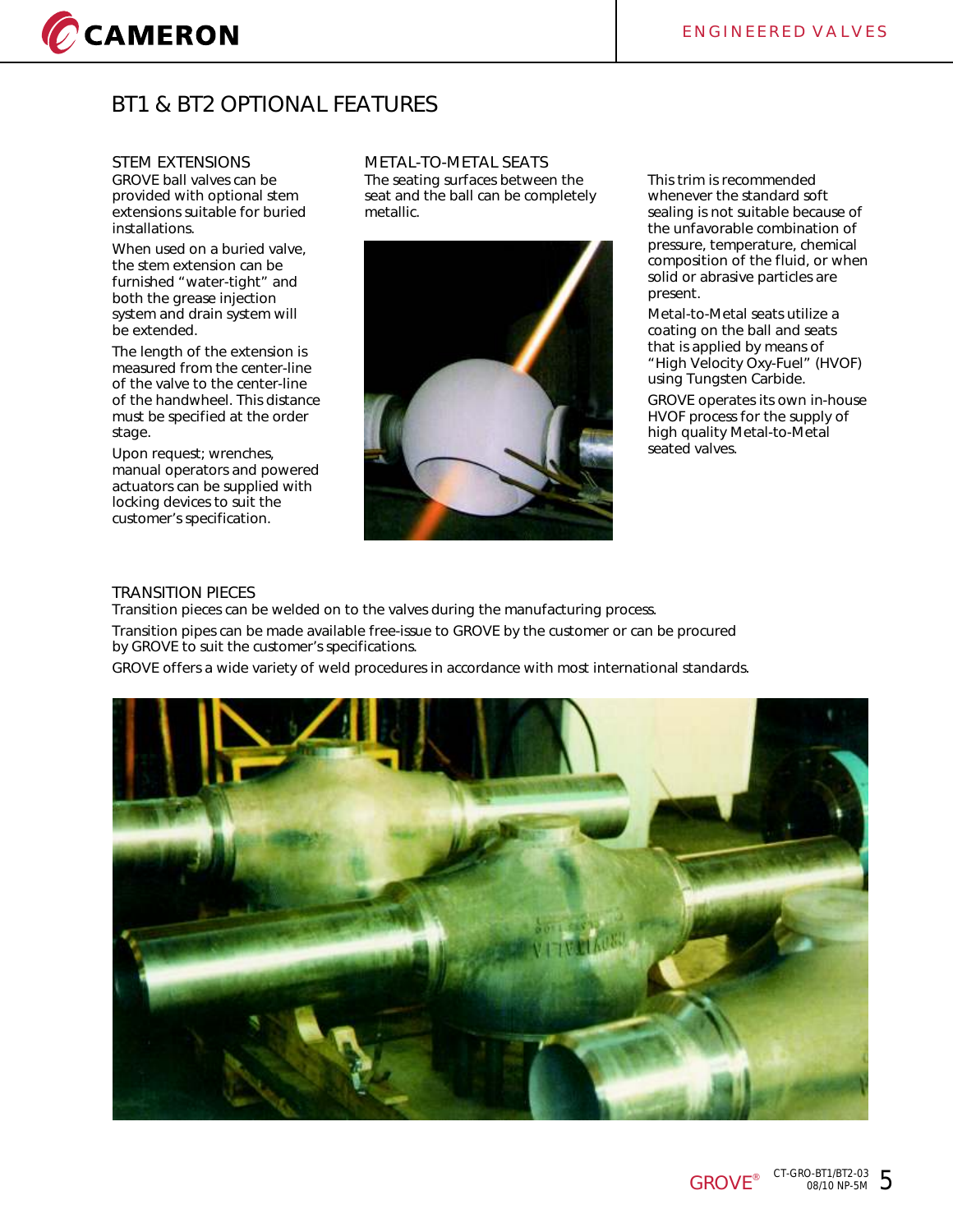# BT1 & BT2 OPTIONAL FEATURES

## STEM EXTENSIONS

GROVE ball valves can be provided with optional stem extensions suitable for buried installations.

When used on a buried valve, the stem extension can be furnished "water-tight" and both the grease injection system and drain system will be extended.

The length of the extension is measured from the center-line of the valve to the center-line of the handwheel. This distance must be specified at the order stage.

Upon request; wrenches, manual operators and powered actuators can be supplied with locking devices to suit the customer's specification.

## METAL-TO-METAL SEATS

The seating surfaces between the seat and the ball can be completely metallic.

This trim is recommended whenever the standard soft sealing is not suitable because of the unfavorable combination of pressure, temperature, chemical composition of the fluid, or when solid or abrasive particles are present.

Metal-to-Metal seats utilize a coating on the ball and seats that is applied by means of "High Velocity Oxy-Fuel" (HVOF) using Tungsten Carbide.

GROVE operates its own in-house HVOF process for the supply of high quality Metal-to-Metal seated valves.

## TRANSITION PIECES

Transition pieces can be welded on to the valves during the manufacturing process.

Transition pipes can be made available free-issue to GROVE by the customer or can be procured by GROVE to suit the customer's specifications.

GROVE offers a wide variety of weld procedures in accordance with most international standards.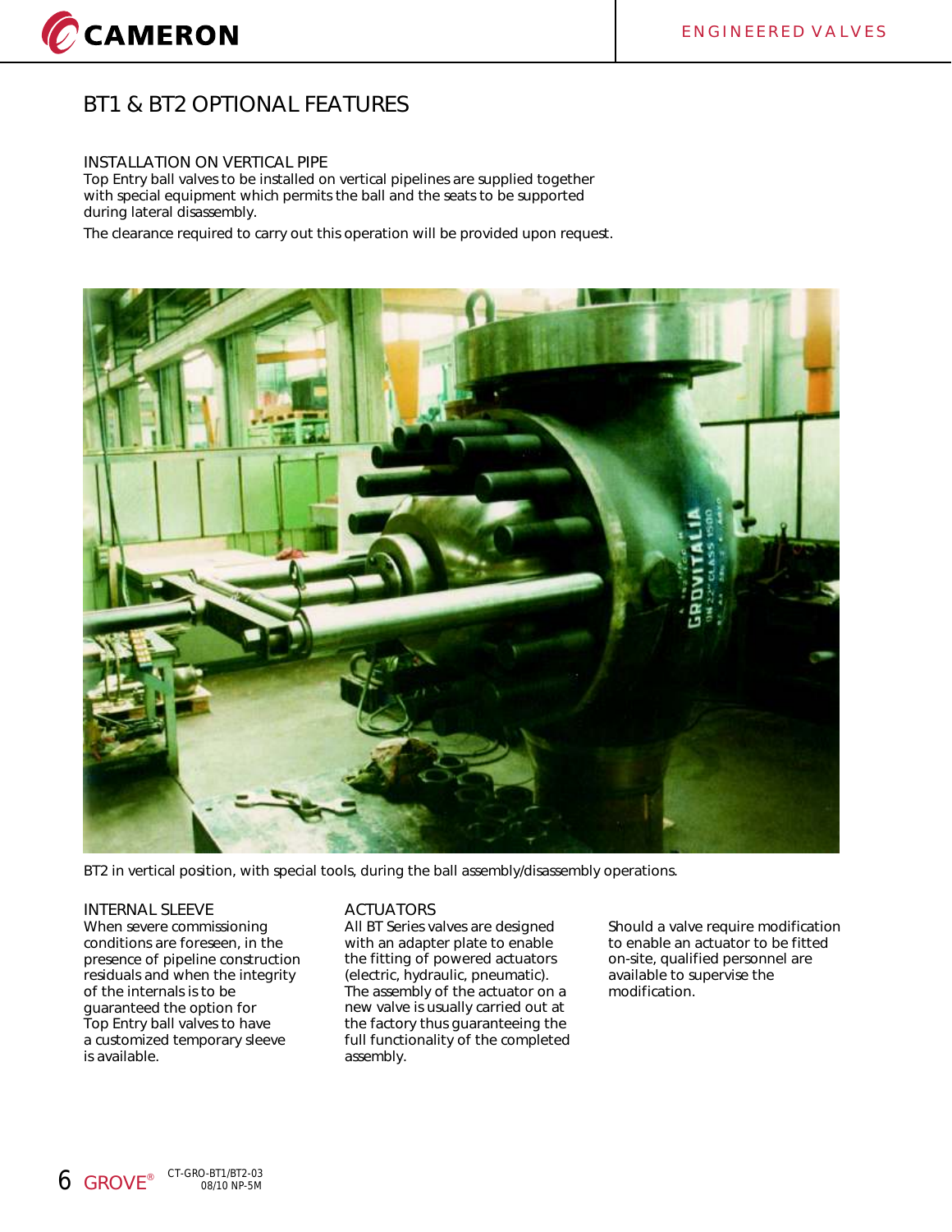# BT1 & BT2 OPTIONAL FEATURES

## INSTALLATION ON VERTICAL PIPE

Top Entry ball valves to be installed on vertical pipelines are supplied together with special equipment which permits the ball and the seats to be supported during lateral disassembly.

The clearance required to carry out this operation will be provided upon request.

BT2 in vertical position, with special tools, during the ball assembly/disassembly operations.

## INTERNAL SLEEVE

When severe commissioning conditions are foreseen, in the presence of pipeline construction residuals and when the integrity of the internals is to be guaranteed the option for Top Entry ball valves to have a customized temporary sleeve is available.

## ACTUATORS

All BT Series valves are designed with an adapter plate to enable the fitting of powered actuators (electric, hydraulic, pneumatic). The assembly of the actuator on a new valve is usually carried out at the factory thus guaranteeing the full functionality of the completed assembly.

Should a valve require modification to enable an actuator to be fitted on-site, qualified personnel are available to supervise the modification.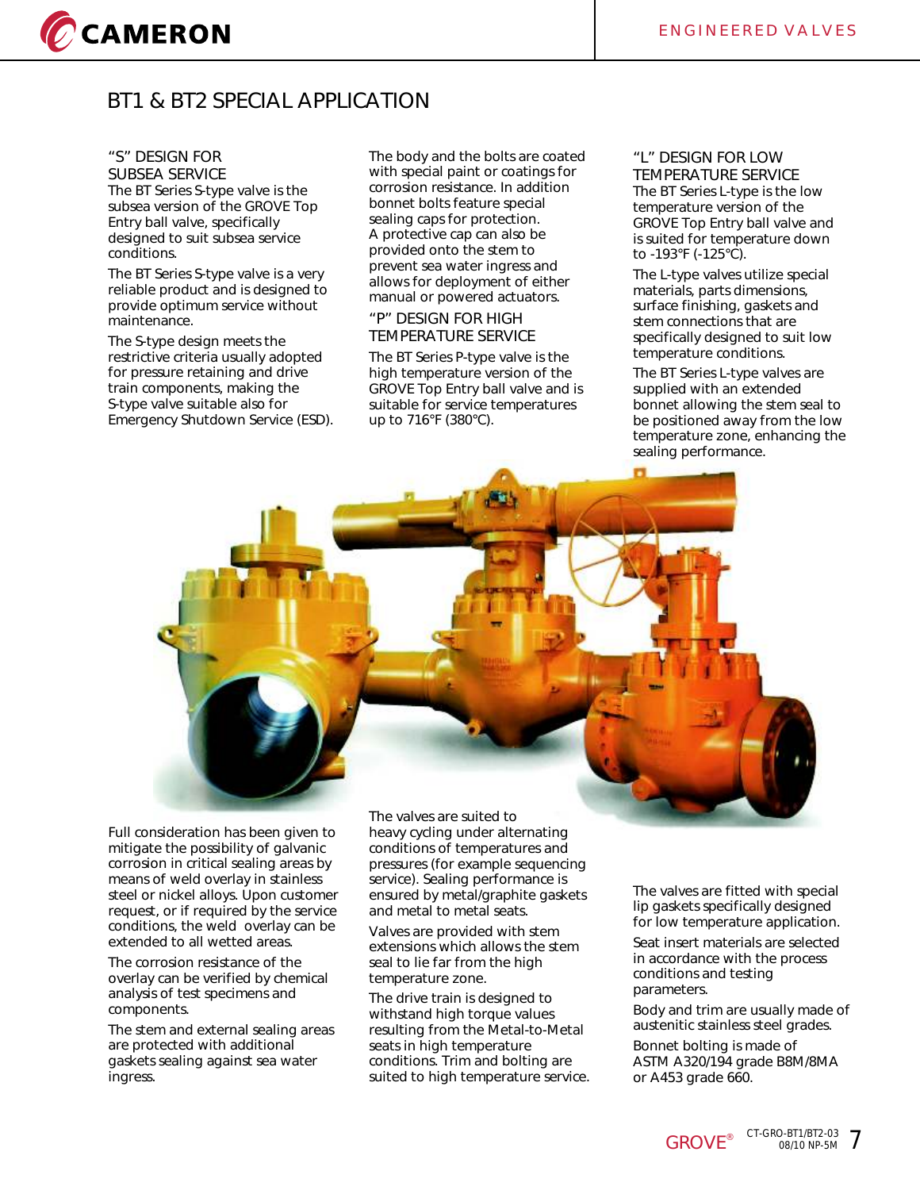## BT1 & BT2 SPECIAL APPLICATION

### "S" DESIGN FOR SUBSEA SERVICE

The BT Series S-type valve is the subsea version of the GROVE Top Entry ball valve, specifically designed to suit subsea service conditions.

The BT Series S-type valve is a very reliable product and is designed to provide optimum service without maintenance.

The S-type design meets the restrictive criteria usually adopted for pressure retaining and drive train components, making the S-type valve suitable also for Emergency Shutdown Service (ESD).

The body and the bolts are coated with special paint or coatings for corrosion resistance. In addition bonnet bolts feature special sealing caps for protection.

A protective cap can also be provided onto the stem to prevent sea water ingress and allows for deployment of either manual or powered actuators.

Full consideration has been given to mitigate the possibility of galvanic corrosion in critical sealing areas by means of weld overlay in stainless steel or nickel alloys. Upon customer request, or if required by the service conditions, the weld overlay can be extended to all wetted areas.

The corrosion resistance of the overlay can be verified by chemical analysis of test specimens and components.

The stem and external sealing areas are protected with additional gaskets sealing against sea water ingress.

### "P" DESIGN FOR HIGH TEMPERATURE SERVICE

The BT Series P-type valve is the high temperature version of the GROVE Top Entry ball valve and is suitable for service temperatures up to 716°F (380°C).

The valves are suited to heavy cycling under alternating conditions of temperatures and pressures (for example sequencing service). Sealing performance is ensured by metal/graphite gaskets and metal to metal seats.

Valves are provided with stem extensions which allows the stem seal to lie far from the high temperature zone.

The drive train is designed to withstand high torque values resulting from the Metal-to-Metal seats in high temperature conditions. Trim and bolting are suited to high temperature service.

### "L" DESIGN FOR LOW TEMPERATURE SERVICE

The BT Series L-type is the low temperature version of the GROVE Top Entry ball valve and is suited for temperature down to -193°F (-125°C).

The L-type valves utilize special materials, parts dimensions, surface finishing, gaskets and stem connections that are specifically designed to suit low temperature conditions.

The BT Series L-type valves are supplied with an extended bonnet allowing the stem seal to be positioned away from the low temperature zone, enhancing the sealing performance.

The valves are fitted with special lip gaskets specifically designed for low temperature application.

Seat insert materials are selected in accordance with the process conditions and testing parameters.

Body and trim are usually made of austenitic stainless steel grades.

Bonnet bolting is made of ASTM A320/194 grade B8M/8MA or A453 grade 660.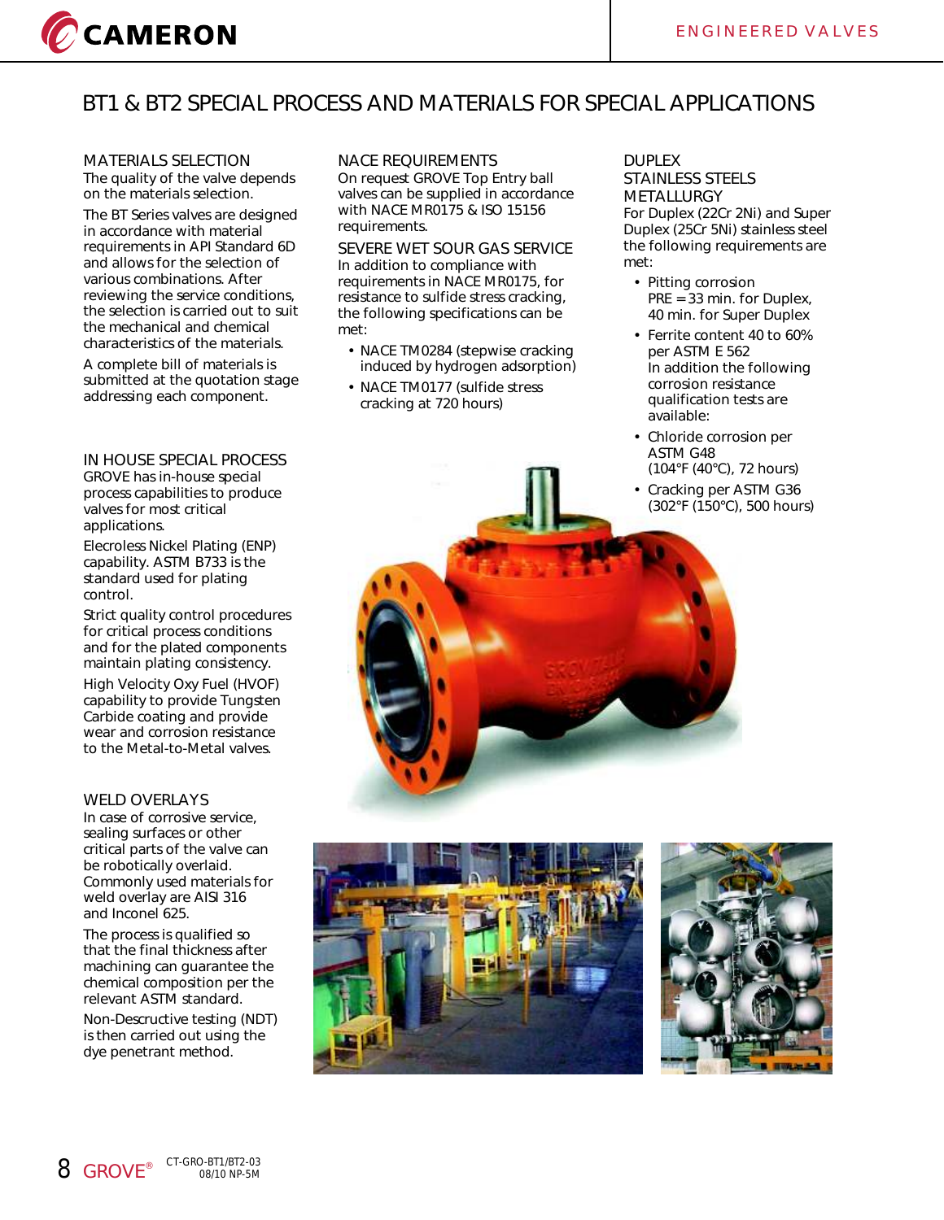# BT1 & BT2 SPECIAL PROCESS AND MATERIALS FOR SPECIAL APPLICATIONS

## MATERIALS SELECTION

The quality of the valve depends on the materials selection.

The BT Series valves are designed in accordance with material requirements in API Standard 6D and allows for the selection of various combinations. After reviewing the service conditions, the selection is carried out to suit the mechanical and chemical characteristics of the materials.

A complete bill of materials is submitted at the quotation stage addressing each component.

## IN HOUSE SPECIAL PROCESS

GROVE has in-house special process capabilities to produce valves for most critical applications.

Elecroless Nickel Plating (ENP) capability. ASTM B733 is the standard used for plating control.

Strict quality control procedures for critical process conditions and for the plated components maintain plating consistency.

High Velocity Oxy Fuel (HVOF) capability to provide Tungsten Carbide coating and provide wear and corrosion resistance to the Metal-to-Metal valves.

## WELD OVERLAYS

In case of corrosive service, sealing surfaces or other critical parts of the valve can be robotically overlaid. Commonly used materials for weld overlay are AISI 316 and Inconel 625.

The process is qualified so that the final thickness after machining can guarantee the chemical composition per the relevant ASTM standard.

Non-Descructive testing (NDT) is then carried out using the dye penetrant method.

## NACE REQUIREMENTS

On request GROVE Top Entry ball valves can be supplied in accordance with NACE MR0175 & ISO 15156 requirements.

## SEVERE WET SOUR GAS SERVICE

In addition to compliance with requirements in NACE MR0175, for resistance to sulfide stress cracking, the following specifications can be met:

- NACE TM0284 (stepwise cracking induced by hydrogen adsorption)
- NACE TM0177 (sulfide stress cracking at 720 hours)

## DUPLEX STAINLESS STEELS METALLURGY

For Duplex (22Cr 2Ni) and Super Duplex (25Cr 5Ni) stainless steel the following requirements are met:

- Pitting corrosion PRE = 33 min. for Duplex, 40 min. for Super Duplex
- Ferrite content 40 to 60% per ASTM E 562
  In addition the following corrosion resistance qualification tests are available:
- Chloride corrosion per ASTM G48 (104°F (40°C), 72 hours)
- Cracking per ASTM G36 (302°F (150°C), 500 hours)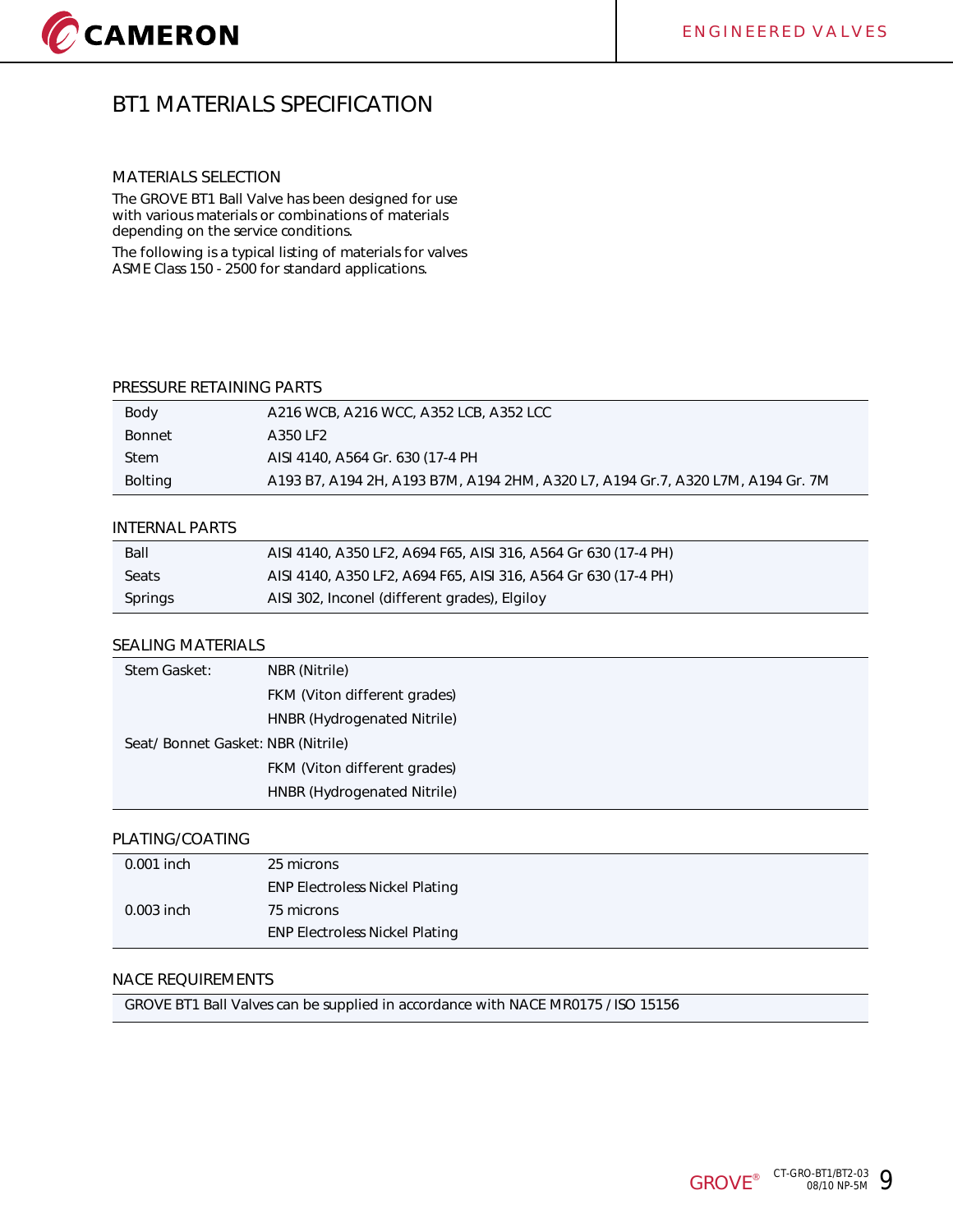# BT1 MATERIALS SPECIFICATION

## MATERIALS SELECTION

The GROVE BT1 Ball Valve has been designed for use with various materials or combinations of materials depending on the service conditions.

The following is a typical listing of materials for valves ASME Class 150 - 2500 for standard applications.

## PRESSURE RETAINING PARTS

| | |
|---|---|
| Body | A216 WCB, A216 WCC, A352 LCB, A352 LCC |
| Bonnet | A350 LF2 |
| Stem | AISI 4140, A564 Gr. 630 (17-4 PH |
| Bolting | A193 B7, A194 2H, A193 B7M, A194 2HM, A320 L7, A194 Gr.7, A320 L7M, A194 Gr. 7M |

## INTERNAL PARTS

| | |
|---|---|
| Ball | AISI 4140, A350 LF2, A694 F65, AISI 316, A564 Gr 630 (17-4 PH) |
| Seats | AISI 4140, A350 LF2, A694 F65, AISI 316, A564 Gr 630 (17-4 PH) |
| Springs | AISI 302, Inconel (different grades), Elgiloy |

## SEALING MATERIALS

| | |
|---|---|
| Stem Gasket: | NBR (Nitrile) |
| | FKM (Viton different grades) |
| | HNBR (Hydrogenated Nitrile) |
| Seat/ Bonnet Gasket: | NBR (Nitrile) |
| | FKM (Viton different grades) |
| | HNBR (Hydrogenated Nitrile) |

## PLATING/COATING

| | |
|---|---|
| 0.001 inch | 25 microns |
| | ENP Electroless Nickel Plating |
| 0.003 inch | 75 microns |
| | ENP Electroless Nickel Plating |

## NACE REQUIREMENTS

GROVE BT1 Ball Valves can be supplied in accordance with NACE MR0175 / ISO 15156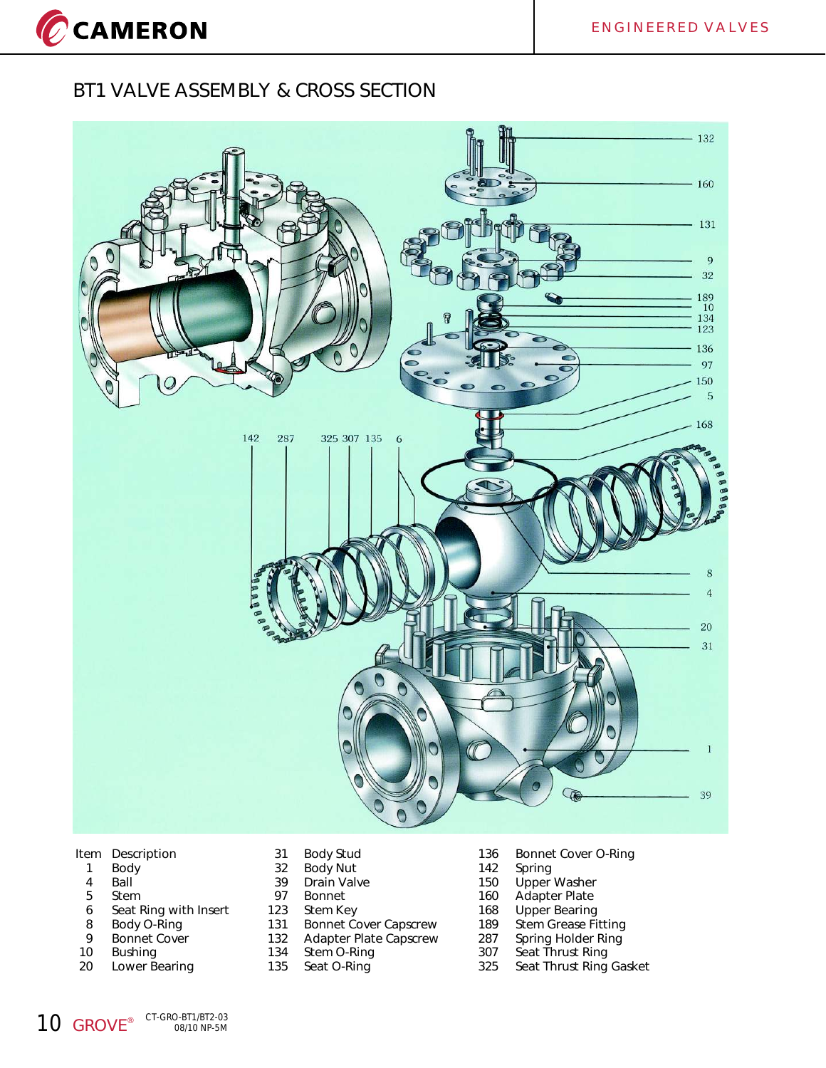## BT1 VALVE ASSEMBLY & CROSS SECTION

| Item | Description | Item | Description | Item | Description |
|---|---|---|---|---|---|
| 1 | Body | 31 | Body Stud | 136 | Bonnet Cover O-Ring |
| 4 | Ball | 32 | Body Nut | 142 | Spring |
| 5 | Stem | 39 | Drain Valve | 150 | Upper Washer |
| 6 | Seat Ring with Insert | 97 | Bonnet | 160 | Adapter Plate |
| 8 | Body O-Ring | 123 | Stem Key | 168 | Upper Bearing |
| 9 | Bonnet Cover | 131 | Bonnet Cover Capscrew | 189 | Stem Grease Fitting |
| 10 | Bushing | 132 | Adapter Plate Capscrew | 287 | Spring Holder Ring |
| 20 | Lower Bearing | 134 | Stem O-Ring | 307 | Seat Thrust Ring |
| | | 135 | Seat O-Ring | 325 | Seat Thrust Ring Gasket |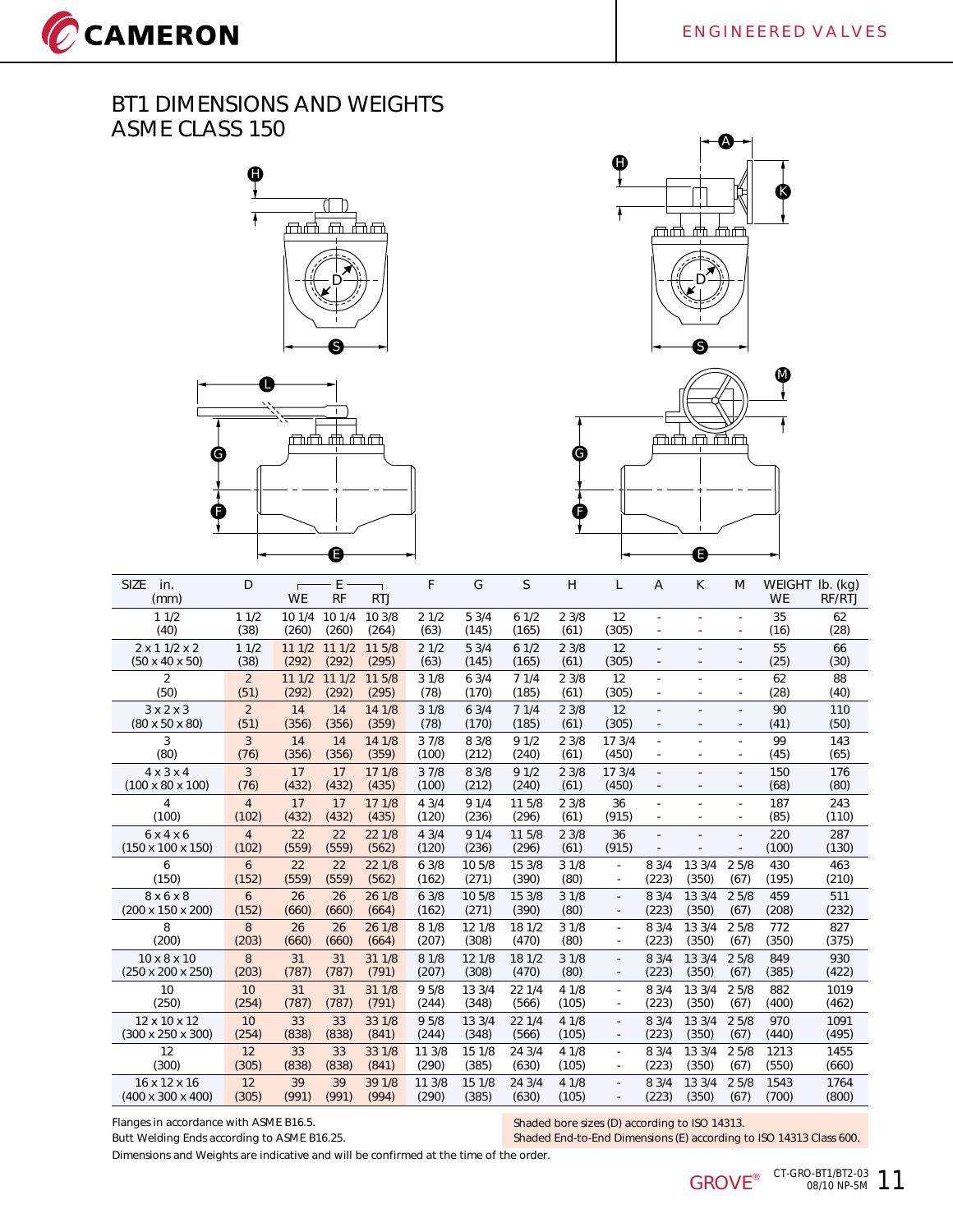# BT1 DIMENSIONS AND WEIGHTS
## ASME CLASS 150

| SIZE in. (mm) | D | E | | | F | G | S | H | L | A | K | M | WEIGHT lb. (kg) | |
|---|---|---|---|---|---|---|---|---|---|---|---|---|---|---|
| | | WE | RF | RTJ | | | | | | | | | WE | RF/RTJ |
| 1 1/2 (40) | 1 1/2 (38) | 10 1/4 (260) | 10 1/4 (260) | 10 3/8 (264) | 2 1/2 (63) | 5 3/4 (145) | 6 1/2 (165) | 2 3/8 (61) | 12 (305) | - | - | - | 35 (16) | 62 (28) |
| 2 x 1 1/2 x 2 (50 x 40 x 50) | 1 1/2 (38) | 11 1/2 (292) | 11 1/2 (292) | 11 5/8 (295) | 2 1/2 (63) | 5 3/4 (145) | 6 1/2 (165) | 2 3/8 (61) | 12 (305) | - | - | - | 55 (25) | 66 (30) |
| 2 (50) | 2 (51) | 11 1/2 (292) | 11 1/2 (292) | 11 5/8 (295) | 3 1/8 (78) | 6 3/4 (170) | 7 1/4 (185) | 2 3/8 (61) | 12 (305) | - | - | - | 62 (28) | 88 (40) |
| 3 x 2 x 3 (80 x 50 x 80) | 2 (51) | 14 (356) | 14 (356) | 14 1/8 (359) | 3 1/8 (78) | 6 3/4 (170) | 7 1/4 (185) | 2 3/8 (61) | 12 (305) | - | - | - | 90 (41) | 110 (50) |
| 3 (80) | 3 (76) | 14 (356) | 14 (356) | 14 1/8 (359) | 3 7/8 (100) | 8 3/8 (212) | 9 1/2 (240) | 2 3/8 (61) | 17 3/4 (450) | - | - | - | 99 (45) | 143 (65) |
| 4 x 3 x 4 (100 x 80 x 100) | 3 (76) | 17 (432) | 17 (432) | 17 1/8 (435) | 3 7/8 (100) | 8 3/8 (212) | 9 1/2 (240) | 2 3/8 (61) | 17 3/4 (450) | - | - | - | 150 (68) | 176 (80) |
| 4 (100) | 4 (102) | 17 (432) | 17 (432) | 17 1/8 (435) | 4 3/4 (120) | 9 1/4 (236) | 11 5/8 (296) | 2 3/8 (61) | 36 (915) | - | - | - | 187 (85) | 243 (110) |
| 6 x 4 x 6 (150 x 100 x 150) | 4 (102) | 22 (559) | 22 (559) | 22 1/8 (562) | 4 3/4 (120) | 9 1/4 (236) | 11 5/8 (296) | 2 3/8 (61) | 36 (915) | - | - | - | 220 (100) | 287 (130) |
| 6 (150) | 6 (152) | 22 (559) | 22 (559) | 22 1/8 (562) | 6 3/8 (162) | 10 5/8 (271) | 15 3/8 (390) | 3 1/8 (80) | - | 8 3/4 (223) | 13 3/4 (350) | 2 5/8 (67) | 430 (195) | 463 (210) |
| 8 x 6 x 8 (200 x 150 x 200) | 6 (152) | 26 (660) | 26 (660) | 26 1/8 (664) | 6 3/8 (162) | 10 5/8 (271) | 15 3/8 (390) | 3 1/8 (80) | - | 8 3/4 (223) | 13 3/4 (350) | 2 5/8 (67) | 459 (208) | 511 (232) |
| 8 (200) | 8 (203) | 26 (660) | 26 (660) | 26 1/8 (664) | 8 1/8 (207) | 12 1/8 (308) | 18 1/2 (470) | 3 1/8 (80) | - | 8 3/4 (223) | 13 3/4 (350) | 2 5/8 (67) | 772 (350) | 827 (375) |
| 10 x 8 x 10 (250 x 200 x 250) | 8 (203) | 31 (787) | 31 (787) | 31 1/8 (791) | 8 1/8 (207) | 12 1/8 (308) | 18 1/2 (470) | 3 1/8 (80) | - | 8 3/4 (223) | 13 3/4 (350) | 2 5/8 (67) | 849 (385) | 930 (422) |
| 10 (250) | 10 (254) | 31 (787) | 31 (787) | 31 1/8 (791) | 9 5/8 (244) | 13 3/4 (348) | 22 1/4 (566) | 4 1/8 (105) | - | 8 3/4 (223) | 13 3/4 (350) | 2 5/8 (67) | 882 (400) | 1019 (462) |
| 12 x 10 x 12 (300 x 250 x 300) | 10 (254) | 33 (838) | 33 (838) | 33 1/8 (841) | 9 5/8 (244) | 13 3/4 (348) | 22 1/4 (566) | 4 1/8 (105) | - | 8 3/4 (223) | 13 3/4 (350) | 2 5/8 (67) | 970 (440) | 1091 (495) |
| 12 (300) | 12 (305) | 33 (838) | 33 (838) | 33 1/8 (841) | 11 3/8 (290) | 15 1/8 (385) | 24 3/4 (630) | 4 1/8 (105) | - | 8 3/4 (223) | 13 3/4 (350) | 2 5/8 (67) | 1213 (550) | 1455 (660) |
| 16 x 12 x 16 (400 x 300 x 400) | 12 (305) | 39 (991) | 39 (991) | 39 1/8 (994) | 11 3/8 (290) | 15 1/8 (385) | 24 3/4 (630) | 4 1/8 (105) | - | 8 3/4 (223) | 13 3/4 (350) | 2 5/8 (67) | 1543 (700) | 1764 (800) |

Flanges in accordance with ASME B16.5.
Butt Welding Ends according to ASME B16.25.
Dimensions and Weights are indicative and will be confirmed at the time of the order.

Shaded bore sizes (D) according to ISO 14313.
Shaded End-to-End Dimensions (E) according to ISO 14313 Class 600.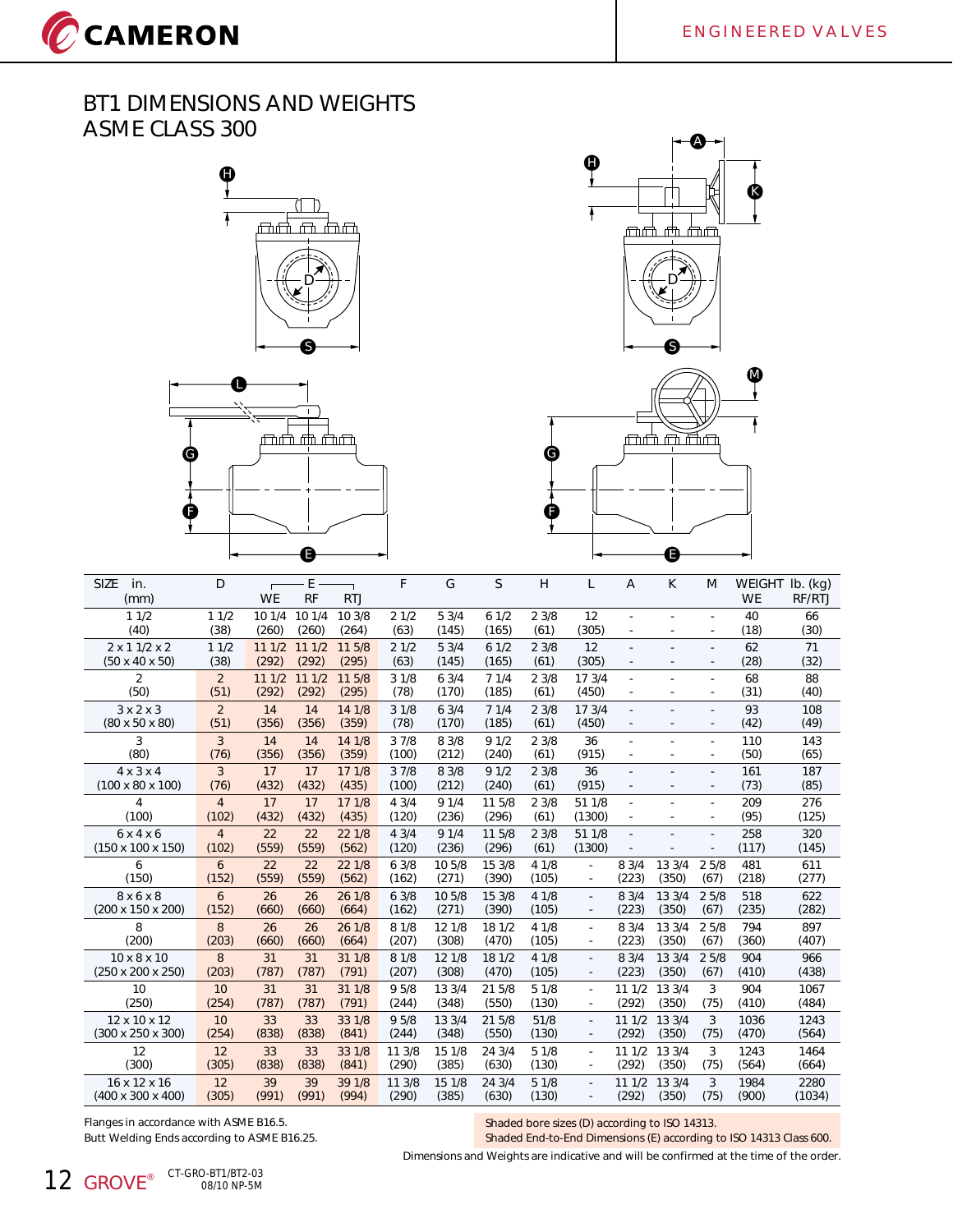# BT1 DIMENSIONS AND WEIGHTS
## ASME CLASS 300

| SIZE in. (mm) | D | E WE | E RF | E RTJ | F | G | S | H | L | A | K | M | WEIGHT lb. (kg) WE | WEIGHT lb. (kg) RF/RTJ |
|---|---|---|---|---|---|---|---|---|---|---|---|---|---|---|
| 1 1/2 (40) | 1 1/2 (38) | 10 1/4 (260) | 10 1/4 (260) | 10 3/8 (264) | 2 1/2 (63) | 5 3/4 (145) | 6 1/2 (165) | 2 3/8 (61) | 12 (305) | - | - | - | 40 (18) | 66 (30) |
| 2 x 1 1/2 x 2 (50 x 40 x 50) | 1 1/2 (38) | 11 1/2 (292) | 11 1/2 (292) | 11 5/8 (295) | 2 1/2 (63) | 5 3/4 (145) | 6 1/2 (165) | 2 3/8 (61) | 12 (305) | - | - | - | 62 (28) | 71 (32) |
| 2 (50) | 2 (51) | 11 1/2 (292) | 11 1/2 (292) | 11 5/8 (295) | 3 1/8 (78) | 6 3/4 (170) | 7 1/4 (185) | 2 3/8 (61) | 17 3/4 (450) | - | - | - | 68 (31) | 88 (40) |
| 3 x 2 x 3 (80 x 50 x 80) | 2 (51) | 14 (356) | 14 (356) | 14 1/8 (359) | 3 1/8 (78) | 6 3/4 (170) | 7 1/4 (185) | 2 3/8 (61) | 17 3/4 (450) | - | - | - | 93 (42) | 108 (49) |
| 3 (80) | 3 (76) | 14 (356) | 14 (356) | 14 1/8 (359) | 3 7/8 (100) | 8 3/8 (212) | 9 1/2 (240) | 2 3/8 (61) | 36 (915) | - | - | - | 110 (50) | 143 (65) |
| 4 x 3 x 4 (100 x 80 x 100) | 3 (76) | 17 (432) | 17 (432) | 17 1/8 (435) | 3 7/8 (100) | 8 3/8 (212) | 9 1/2 (240) | 2 3/8 (61) | 36 (915) | - | - | - | 161 (73) | 187 (85) |
| 4 (100) | 4 (102) | 17 (432) | 17 (432) | 17 1/8 (435) | 4 3/4 (120) | 9 1/4 (236) | 11 5/8 (296) | 2 3/8 (61) | 51 1/8 (1300) | - | - | - | 209 (95) | 276 (125) |
| 6 x 4 x 6 (150 x 100 x 150) | 4 (102) | 22 (559) | 22 (559) | 22 1/8 (562) | 4 3/4 (120) | 9 1/4 (236) | 11 5/8 (296) | 2 3/8 (61) | 51 1/8 (1300) | - | - | - | 258 (117) | 320 (145) |
| 6 (150) | 6 (152) | 22 (559) | 22 (559) | 22 1/8 (562) | 6 3/8 (162) | 10 5/8 (271) | 15 3/8 (390) | 4 1/8 (105) | - | 8 3/4 (223) | 13 3/4 (350) | 2 5/8 (67) | 481 (218) | 611 (277) |
| 8 x 6 x 8 (200 x 150 x 200) | 6 (152) | 26 (660) | 26 (660) | 26 1/8 (664) | 6 3/8 (162) | 10 5/8 (271) | 15 3/8 (390) | 4 1/8 (105) | - | 8 3/4 (223) | 13 3/4 (350) | 2 5/8 (67) | 518 (235) | 622 (282) |
| 8 (200) | 8 (203) | 26 (660) | 26 (660) | 26 1/8 (664) | 8 1/8 (207) | 12 1/8 (308) | 18 1/2 (470) | 4 1/8 (105) | - | 8 3/4 (223) | 13 3/4 (350) | 2 5/8 (67) | 794 (360) | 897 (407) |
| 10 x 8 x 10 (250 x 200 x 250) | 8 (203) | 31 (787) | 31 (787) | 31 1/8 (791) | 8 1/8 (207) | 12 1/8 (308) | 18 1/2 (470) | 4 1/8 (105) | - | 8 3/4 (223) | 13 3/4 (350) | 2 5/8 (67) | 904 (410) | 966 (438) |
| 10 (250) | 10 (254) | 31 (787) | 31 (787) | 31 1/8 (791) | 9 5/8 (244) | 13 3/4 (348) | 21 5/8 (550) | 5 1/8 (130) | - | 11 1/2 (292) | 13 3/4 (350) | 3 (75) | 904 (410) | 1067 (484) |
| 12 x 10 x 12 (300 x 250 x 300) | 10 (254) | 33 (838) | 33 (838) | 33 1/8 (841) | 9 5/8 (244) | 13 3/4 (348) | 21 5/8 (550) | 51/8 (130) | - | 11 1/2 (292) | 13 3/4 (350) | 3 (75) | 1036 (470) | 1243 (564) |
| 12 (300) | 12 (305) | 33 (838) | 33 (838) | 33 1/8 (841) | 11 3/8 (290) | 15 1/8 (385) | 24 3/4 (630) | 5 1/8 (130) | - | 11 1/2 (292) | 13 3/4 (350) | 3 (75) | 1243 (564) | 1464 (664) |
| 16 x 12 x 16 (400 x 300 x 400) | 12 (305) | 39 (991) | 39 (991) | 39 1/8 (994) | 11 3/8 (290) | 15 1/8 (385) | 24 3/4 (630) | 5 1/8 (130) | - | 11 1/2 (292) | 13 3/4 (350) | 3 (75) | 1984 (900) | 2280 (1034) |

Flanges in accordance with ASME B16.5.
Butt Welding Ends according to ASME B16.25.

Shaded bore sizes (D) according to ISO 14313.
Shaded End-to-End Dimensions (E) according to ISO 14313 Class 600.

Dimensions and Weights are indicative and will be confirmed at the time of the order.

CT-GRO-BT1/BT2-03
08/10 NP-5M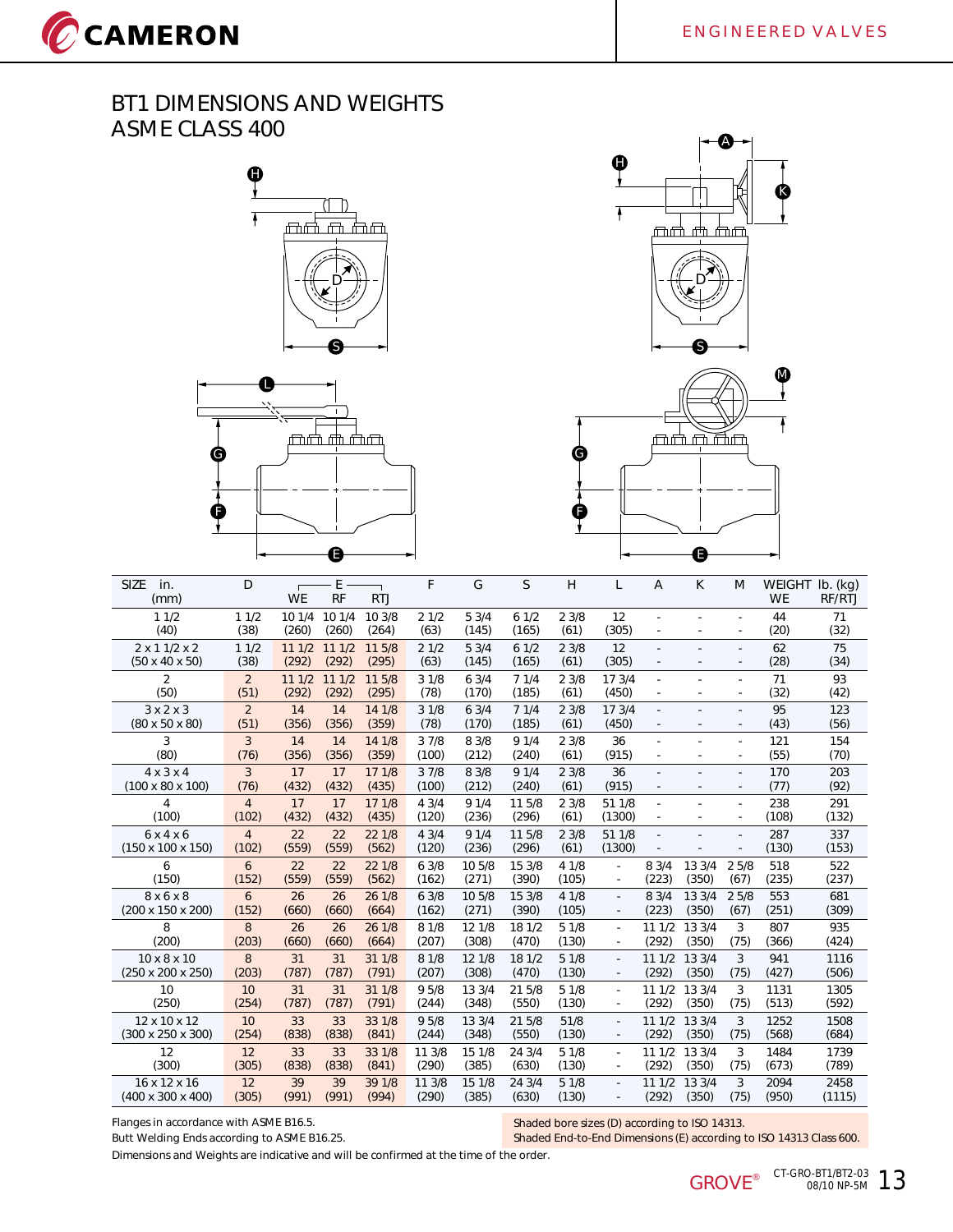# BT1 DIMENSIONS AND WEIGHTS
## ASME CLASS 400

| SIZE in. (mm) | D | E WE | E RF | E RTJ | F | G | S | H | L | A | K | M | WEIGHT lb. (kg) WE | WEIGHT lb. (kg) RF/RTJ |
|---|---|---|---|---|---|---|---|---|---|---|---|---|---|---|
| 1 1/2 (40) | 1 1/2 (38) | 10 1/4 (260) | 10 1/4 (260) | 10 3/8 (264) | 2 1/2 (63) | 5 3/4 (145) | 6 1/2 (165) | 2 3/8 (61) | 12 (305) | - | - | - | 44 (20) | 71 (32) |
| 2 x 1 1/2 x 2 (50 x 40 x 50) | 1 1/2 (38) | 11 1/2 (292) | 11 1/2 (292) | 11 5/8 (295) | 2 1/2 (63) | 5 3/4 (145) | 6 1/2 (165) | 2 3/8 (61) | 12 (305) | - | - | - | 62 (28) | 75 (34) |
| 2 (50) | 2 (51) | 11 1/2 (292) | 11 1/2 (292) | 11 5/8 (295) | 3 1/8 (78) | 6 3/4 (170) | 7 1/4 (185) | 2 3/8 (61) | 17 3/4 (450) | - | - | - | 71 (32) | 93 (42) |
| 3 x 2 x 3 (80 x 50 x 80) | 2 (51) | 14 (356) | 14 (356) | 14 1/8 (359) | 3 1/8 (78) | 6 3/4 (170) | 7 1/4 (185) | 2 3/8 (61) | 17 3/4 (450) | - | - | - | 95 (43) | 123 (56) |
| 3 (80) | 3 (76) | 14 (356) | 14 (356) | 14 1/8 (359) | 3 7/8 (100) | 8 3/8 (212) | 9 1/4 (240) | 2 3/8 (61) | 36 (915) | - | - | - | 121 (55) | 154 (70) |
| 4 x 3 x 4 (100 x 80 x 100) | 3 (76) | 17 (432) | 17 (432) | 17 1/8 (435) | 3 7/8 (100) | 8 3/8 (212) | 9 1/4 (240) | 2 3/8 (61) | 36 (915) | - | - | - | 170 (77) | 203 (92) |
| 4 (100) | 4 (102) | 17 (432) | 17 (432) | 17 1/8 (435) | 4 3/4 (120) | 9 1/4 (236) | 11 5/8 (296) | 2 3/8 (61) | 51 1/8 (1300) | - | - | - | 238 (108) | 291 (132) |
| 6 x 4 x 6 (150 x 100 x 150) | 4 (102) | 22 (559) | 22 (559) | 22 1/8 (562) | 4 3/4 (120) | 9 1/4 (236) | 11 5/8 (296) | 2 3/8 (61) | 51 1/8 (1300) | - | - | - | 287 (130) | 337 (153) |
| 6 (150) | 6 (152) | 22 (559) | 22 (559) | 22 1/8 (562) | 6 3/8 (162) | 10 5/8 (271) | 15 3/8 (390) | 4 1/8 (105) | - | 8 3/4 (223) | 13 3/4 (350) | 2 5/8 (67) | 518 (235) | 522 (237) |
| 8 x 6 x 8 (200 x 150 x 200) | 6 (152) | 26 (660) | 26 (660) | 26 1/8 (664) | 6 3/8 (162) | 10 5/8 (271) | 15 3/8 (390) | 4 1/8 (105) | - | 8 3/4 (223) | 13 3/4 (350) | 2 5/8 (67) | 553 (251) | 681 (309) |
| 8 (200) | 8 (203) | 26 (660) | 26 (660) | 26 1/8 (664) | 8 1/8 (207) | 12 1/8 (308) | 18 1/2 (470) | 5 1/8 (130) | - | 11 1/2 (292) | 13 3/4 (350) | 3 (75) | 807 (366) | 935 (424) |
| 10 x 8 x 10 (250 x 200 x 250) | 8 (203) | 31 (787) | 31 (787) | 31 1/8 (791) | 8 1/8 (207) | 12 1/8 (308) | 18 1/2 (470) | 5 1/8 (130) | - | 11 1/2 (292) | 13 3/4 (350) | 3 (75) | 941 (427) | 1116 (506) |
| 10 (250) | 10 (254) | 31 (787) | 31 (787) | 31 1/8 (791) | 9 5/8 (244) | 13 3/4 (348) | 21 5/8 (550) | 5 1/8 (130) | - | 11 1/2 (292) | 13 3/4 (350) | 3 (75) | 1131 (513) | 1305 (592) |
| 12 x 10 x 12 (300 x 250 x 300) | 10 (254) | 33 (838) | 33 (838) | 33 1/8 (841) | 9 5/8 (244) | 13 3/4 (348) | 21 5/8 (550) | 51/8 (130) | - | 11 1/2 (292) | 13 3/4 (350) | 3 (75) | 1252 (568) | 1508 (684) |
| 12 (300) | 12 (305) | 33 (838) | 33 (838) | 33 1/8 (841) | 11 3/8 (290) | 15 1/8 (385) | 24 3/4 (630) | 5 1/8 (130) | - | 11 1/2 (292) | 13 3/4 (350) | 3 (75) | 1484 (673) | 1739 (789) |
| 16 x 12 x 16 (400 x 300 x 400) | 12 (305) | 39 (991) | 39 (991) | 39 1/8 (994) | 11 3/8 (290) | 15 1/8 (385) | 24 3/4 (630) | 5 1/8 (130) | - | 11 1/2 (292) | 13 3/4 (350) | 3 (75) | 2094 (950) | 2458 (1115) |

Flanges in accordance with ASME B16.5.
Butt Welding Ends according to ASME B16.25.

Shaded bore sizes (D) according to ISO 14313.
Shaded End-to-End Dimensions (E) according to ISO 14313 Class 600.

Dimensions and Weights are indicative and will be confirmed at the time of the order.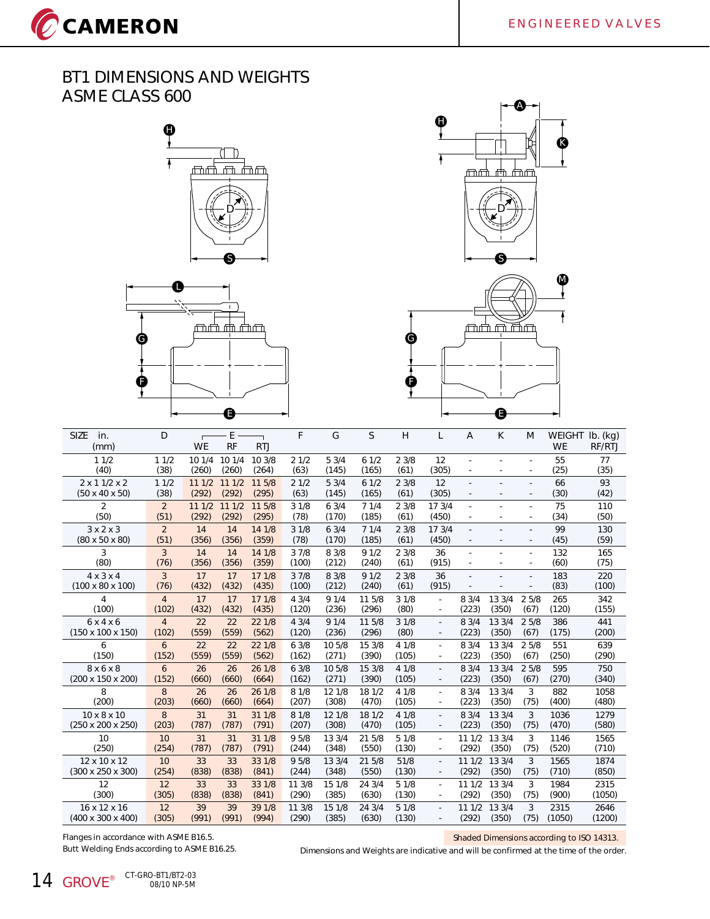# BT1 DIMENSIONS AND WEIGHTS
## ASME CLASS 600

| SIZE in. (mm) | D | E WE | E RF | E RTJ | F | G | S | H | L | A | K | M | WEIGHT lb. (kg) WE | WEIGHT lb. (kg) RF/RTJ |
|---|---|---|---|---|---|---|---|---|---|---|---|---|---|---|
| 1 1/2 (40) | 1 1/2 (38) | 10 1/4 (260) | 10 1/4 (260) | 10 3/8 (264) | 2 1/2 (63) | 5 3/4 (145) | 6 1/2 (165) | 2 3/8 (61) | 12 (305) | - | - | - | 55 (25) | 77 (35) |
| 2 x 1 1/2 x 2 (50 x 40 x 50) | 1 1/2 (38) | 11 1/2 (292) | 11 1/2 (292) | 11 5/8 (295) | 2 1/2 (63) | 5 3/4 (145) | 6 1/2 (165) | 2 3/8 (61) | 12 (305) | - | - | - | 66 (30) | 93 (42) |
| 2 (50) | 2 (51) | 11 1/2 (292) | 11 1/2 (292) | 11 5/8 (295) | 3 1/8 (78) | 6 3/4 (170) | 7 1/4 (185) | 2 3/8 (61) | 17 3/4 (450) | - | - | - | 75 (34) | 110 (50) |
| 3 x 2 x 3 (80 x 50 x 80) | 2 (51) | 14 (356) | 14 (356) | 14 1/8 (359) | 3 1/8 (78) | 6 3/4 (170) | 7 1/4 (185) | 2 3/8 (61) | 17 3/4 (450) | - | - | - | 99 (45) | 130 (59) |
| 3 (80) | 3 (76) | 14 (356) | 14 (356) | 14 1/8 (359) | 3 7/8 (100) | 8 3/8 (212) | 9 1/2 (240) | 2 3/8 (61) | 36 (915) | - | - | - | 132 (60) | 165 (75) |
| 4 x 3 x 4 (100 x 80 x 100) | 3 (76) | 17 (432) | 17 (432) | 17 1/8 (435) | 3 7/8 (100) | 8 3/8 (212) | 9 1/2 (240) | 2 3/8 (61) | 36 (915) | - | - | - | 183 (83) | 220 (100) |
| 4 (100) | 4 (102) | 17 (432) | 17 (432) | 17 1/8 (435) | 4 3/4 (120) | 9 1/4 (236) | 11 5/8 (296) | 3 1/8 (80) | - | 8 3/4 (223) | 13 3/4 (350) | 2 5/8 (67) | 265 (120) | 342 (155) |
| 6 x 4 x 6 (150 x 100 x 150) | 4 (102) | 22 (559) | 22 (559) | 22 1/8 (562) | 4 3/4 (120) | 9 1/4 (236) | 11 5/8 (296) | 3 1/8 (80) | - | 8 3/4 (223) | 13 3/4 (350) | 2 5/8 (67) | 386 (175) | 441 (200) |
| 6 (150) | 6 (152) | 22 (559) | 22 (559) | 22 1/8 (562) | 6 3/8 (162) | 10 5/8 (271) | 15 3/8 (390) | 4 1/8 (105) | - | 8 3/4 (223) | 13 3/4 (350) | 2 5/8 (67) | 551 (250) | 639 (290) |
| 8 x 6 x 8 (200 x 150 x 200) | 6 (152) | 26 (660) | 26 (660) | 26 1/8 (664) | 6 3/8 (162) | 10 5/8 (271) | 15 3/8 (390) | 4 1/8 (105) | - | 8 3/4 (223) | 13 3/4 (350) | 2 5/8 (67) | 595 (270) | 750 (340) |
| 8 (200) | 8 (203) | 26 (660) | 26 (660) | 26 1/8 (664) | 8 1/8 (207) | 12 1/8 (308) | 18 1/2 (470) | 4 1/8 (105) | - | 8 3/4 (223) | 13 3/4 (350) | 3 (75) | 882 (400) | 1058 (480) |
| 10 x 8 x 10 (250 x 200 x 250) | 8 (203) | 31 (787) | 31 (787) | 31 1/8 (791) | 8 1/8 (207) | 12 1/8 (308) | 18 1/2 (470) | 4 1/8 (105) | - | 8 3/4 (223) | 13 3/4 (350) | 3 (75) | 1036 (470) | 1279 (580) |
| 10 (250) | 10 (254) | 31 (787) | 31 (787) | 31 1/8 (791) | 9 5/8 (244) | 13 3/4 (348) | 21 5/8 (550) | 5 1/8 (130) | - | 11 1/2 (292) | 13 3/4 (350) | 3 (75) | 1146 (520) | 1565 (710) |
| 12 x 10 x 12 (300 x 250 x 300) | 10 (254) | 33 (838) | 33 (838) | 33 1/8 (841) | 9 5/8 (244) | 13 3/4 (348) | 21 5/8 (550) | 51/8 (130) | - | 11 1/2 (292) | 13 3/4 (350) | 3 (75) | 1565 (710) | 1874 (850) |
| 12 (300) | 12 (305) | 33 (838) | 33 (838) | 33 1/8 (841) | 11 3/8 (290) | 15 1/8 (385) | 24 3/4 (630) | 5 1/8 (130) | - | 11 1/2 (292) | 13 3/4 (350) | 3 (75) | 1984 (900) | 2315 (1050) |
| 16 x 12 x 16 (400 x 300 x 400) | 12 (305) | 39 (991) | 39 (991) | 39 1/8 (994) | 11 3/8 (290) | 15 1/8 (385) | 24 3/4 (630) | 5 1/8 (130) | - | 11 1/2 (292) | 13 3/4 (350) | 3 (75) | 2315 (1050) | 2646 (1200) |

Flanges in accordance with ASME B16.5.
Butt Welding Ends according to ASME B16.25.

Shaded Dimensions according to ISO 14313.

Dimensions and Weights are indicative and will be confirmed at the time of the order.

CT-GRO-BT1/BT2-03
08/10 NP-5M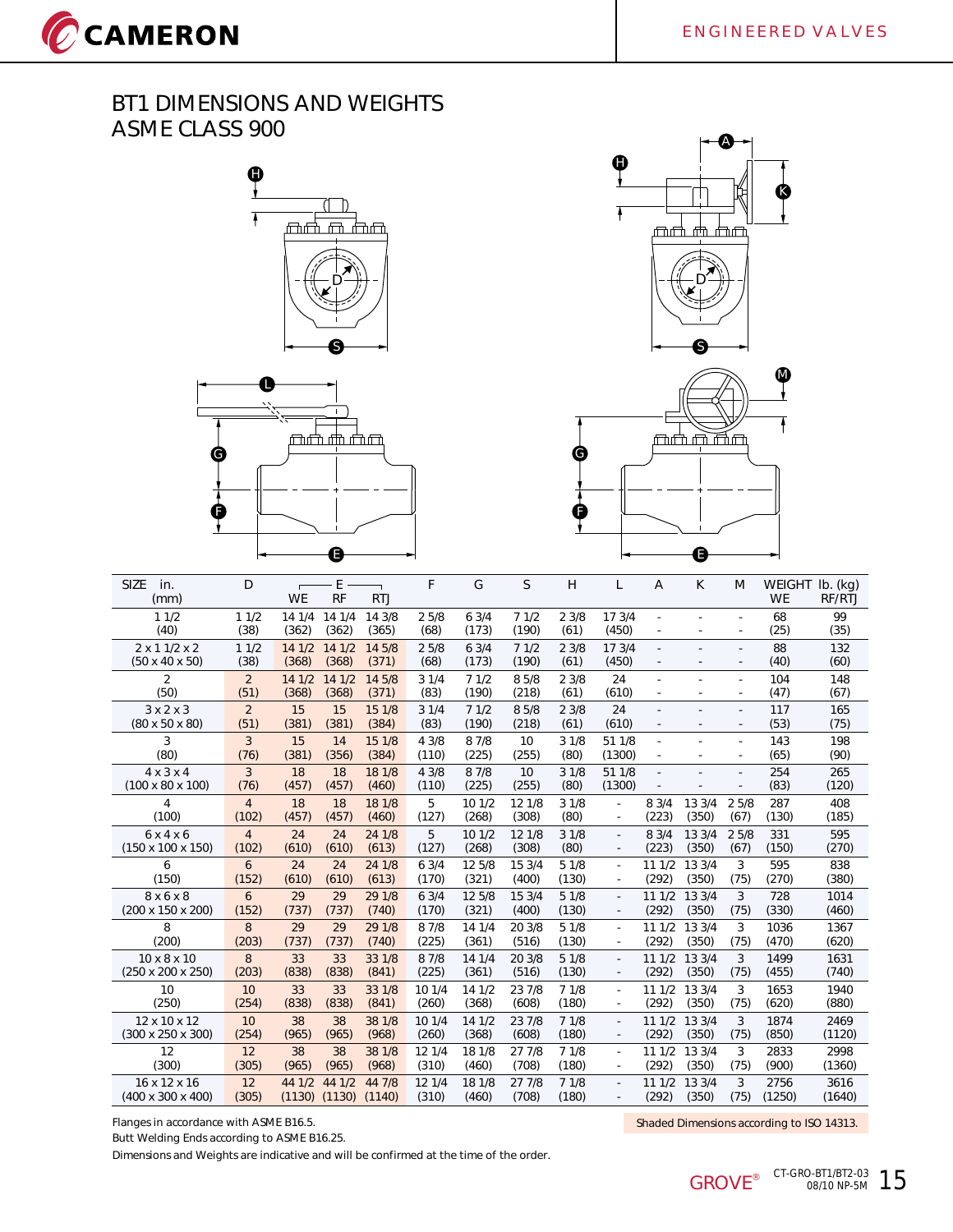# BT1 DIMENSIONS AND WEIGHTS
## ASME CLASS 900

| SIZE in. (mm) | D | E WE | E RF | E RTJ | F | G | S | H | L | A | K | M | WEIGHT lb. (kg) WE | WEIGHT lb. (kg) RF/RTJ |
|---|---|---|---|---|---|---|---|---|---|---|---|---|---|---|
| 1 1/2 (40) | 1 1/2 (38) | 14 1/4 (362) | 14 1/4 (362) | 14 3/8 (365) | 2 5/8 (68) | 6 3/4 (173) | 7 1/2 (190) | 2 3/8 (61) | 17 3/4 (450) | - | - | - | 68 (25) | 99 (35) |
| 2 x 1 1/2 x 2 (50 x 40 x 50) | 1 1/2 (38) | 14 1/2 (368) | 14 1/2 (368) | 14 5/8 (371) | 2 5/8 (68) | 6 3/4 (173) | 7 1/2 (190) | 2 3/8 (61) | 17 3/4 (450) | - | - | - | 88 (40) | 132 (60) |
| 2 (50) | 2 (51) | 14 1/2 (368) | 14 1/2 (368) | 14 5/8 (371) | 3 1/4 (83) | 7 1/2 (190) | 8 5/8 (218) | 2 3/8 (61) | 24 (610) | - | - | - | 104 (47) | 148 (67) |
| 3 x 2 x 3 (80 x 50 x 80) | 2 (51) | 15 (381) | 15 (381) | 15 1/8 (384) | 3 1/4 (83) | 7 1/2 (190) | 8 5/8 (218) | 2 3/8 (61) | 24 (610) | - | - | - | 117 (53) | 165 (75) |
| 3 (80) | 3 (76) | 15 (381) | 14 (356) | 15 1/8 (384) | 4 3/8 (110) | 8 7/8 (225) | 10 (255) | 3 1/8 (80) | 51 1/8 (1300) | - | - | - | 143 (65) | 198 (90) |
| 4 x 3 x 4 (100 x 80 x 100) | 3 (76) | 18 (457) | 18 (457) | 18 1/8 (460) | 4 3/8 (110) | 8 7/8 (225) | 10 (255) | 3 1/8 (80) | 51 1/8 (1300) | - | - | - | 254 (83) | 265 (120) |
| 4 (100) | 4 (102) | 18 (457) | 18 (457) | 18 1/8 (460) | 5 (127) | 10 1/2 (268) | 12 1/8 (308) | 3 1/8 (80) | - | 8 3/4 (223) | 13 3/4 (350) | 2 5/8 (67) | 287 (130) | 408 (185) |
| 6 x 4 x 6 (150 x 100 x 150) | 4 (102) | 24 (610) | 24 (610) | 24 1/8 (613) | 5 (127) | 10 1/2 (268) | 12 1/8 (308) | 3 1/8 (80) | - | 8 3/4 (223) | 13 3/4 (350) | 2 5/8 (67) | 331 (150) | 595 (270) |
| 6 (150) | 6 (152) | 24 (610) | 24 (610) | 24 1/8 (613) | 6 3/4 (170) | 12 5/8 (321) | 15 3/4 (400) | 5 1/8 (130) | - | 11 1/2 (292) | 13 3/4 (350) | 3 (75) | 595 (270) | 838 (380) |
| 8 x 6 x 8 (200 x 150 x 200) | 6 (152) | 29 (737) | 29 (737) | 29 1/8 (740) | 6 3/4 (170) | 12 5/8 (321) | 15 3/4 (400) | 5 1/8 (130) | - | 11 1/2 (292) | 13 3/4 (350) | 3 (75) | 728 (330) | 1014 (460) |
| 8 (200) | 8 (203) | 29 (737) | 29 (737) | 29 1/8 (740) | 8 7/8 (225) | 14 1/4 (361) | 20 3/8 (516) | 5 1/8 (130) | - | 11 1/2 (292) | 13 3/4 (350) | 3 (75) | 1036 (470) | 1367 (620) |
| 10 x 8 x 10 (250 x 200 x 250) | 8 (203) | 33 (838) | 33 (838) | 33 1/8 (841) | 8 7/8 (225) | 14 1/4 (361) | 20 3/8 (516) | 5 1/8 (130) | - | 11 1/2 (292) | 13 3/4 (350) | 3 (75) | 1499 (455) | 1631 (740) |
| 10 (250) | 10 (254) | 33 (838) | 33 (838) | 33 1/8 (841) | 10 1/4 (260) | 14 1/2 (368) | 23 7/8 (608) | 7 1/8 (180) | - | 11 1/2 (292) | 13 3/4 (350) | 3 (75) | 1653 (620) | 1940 (880) |
| 12 x 10 x 12 (300 x 250 x 300) | 10 (254) | 38 (965) | 38 (965) | 38 1/8 (968) | 10 1/4 (260) | 14 1/2 (368) | 23 7/8 (608) | 7 1/8 (180) | - | 11 1/2 (292) | 13 3/4 (350) | 3 (75) | 1874 (850) | 2469 (1120) |
| 12 (300) | 12 (305) | 38 (965) | 38 (965) | 38 1/8 (968) | 12 1/4 (310) | 18 1/8 (460) | 27 7/8 (708) | 7 1/8 (180) | - | 11 1/2 (292) | 13 3/4 (350) | 3 (75) | 2833 (900) | 2998 (1360) |
| 16 x 12 x 16 (400 x 300 x 400) | 12 (305) | 44 1/2 (1130) | 44 1/2 (1130) | 44 7/8 (1140) | 12 1/4 (310) | 18 1/8 (460) | 27 7/8 (708) | 7 1/8 (180) | - | 11 1/2 (292) | 13 3/4 (350) | 3 (75) | 2756 (1250) | 3616 (1640) |

Flanges in accordance with ASME B16.5.
Butt Welding Ends according to ASME B16.25.
Dimensions and Weights are indicative and will be confirmed at the time of the order.

Shaded Dimensions according to ISO 14313.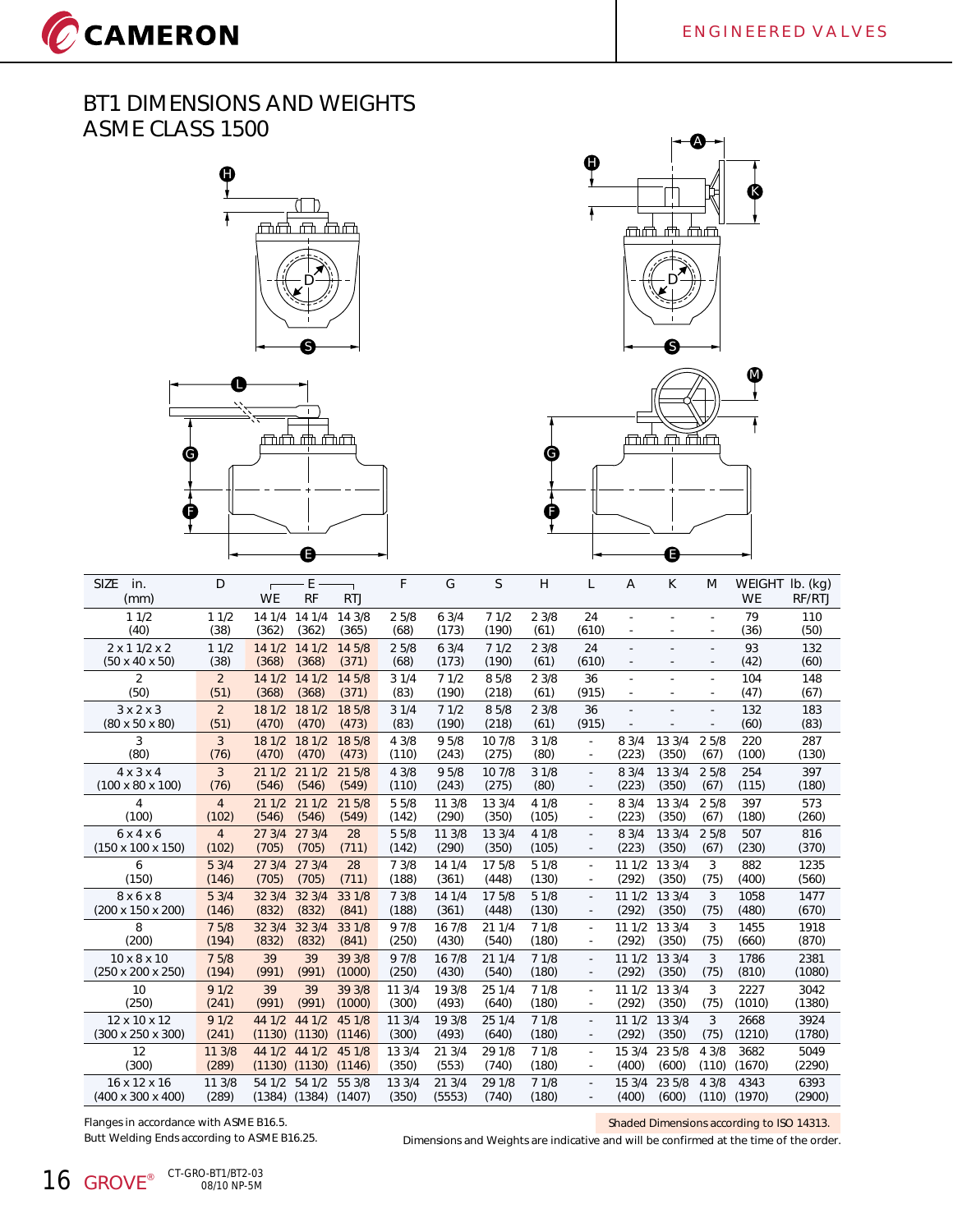# BT1 DIMENSIONS AND WEIGHTS
## ASME CLASS 1500

| SIZE in. (mm) | D | E WE | E RF | E RTJ | F | G | S | H | L | A | K | M | WEIGHT lb. (kg) WE | WEIGHT lb. (kg) RF/RTJ |
|---|---|---|---|---|---|---|---|---|---|---|---|---|---|---|
| 1 1/2 (40) | 1 1/2 (38) | 14 1/4 (362) | 14 1/4 (362) | 14 3/8 (365) | 2 5/8 (68) | 6 3/4 (173) | 7 1/2 (190) | 2 3/8 (61) | 24 (610) | - | - | - | 79 (36) | 110 (50) |
| 2 x 1 1/2 x 2 (50 x 40 x 50) | 1 1/2 (38) | 14 1/2 (368) | 14 1/2 (368) | 14 5/8 (371) | 2 5/8 (68) | 6 3/4 (173) | 7 1/2 (190) | 2 3/8 (61) | 24 (610) | - | - | - | 93 (42) | 132 (60) |
| 2 (50) | 2 (51) | 14 1/2 (368) | 14 1/2 (368) | 14 5/8 (371) | 3 1/4 (83) | 7 1/2 (190) | 8 5/8 (218) | 2 3/8 (61) | 36 (915) | - | - | - | 104 (47) | 148 (67) |
| 3 x 2 x 3 (80 x 50 x 80) | 2 (51) | 18 1/2 (470) | 18 1/2 (470) | 18 5/8 (473) | 3 1/4 (83) | 7 1/2 (190) | 8 5/8 (218) | 2 3/8 (61) | 36 (915) | - | - | - | 132 (60) | 183 (83) |
| 3 (80) | 3 (76) | 18 1/2 (470) | 18 1/2 (470) | 18 5/8 (473) | 4 3/8 (110) | 9 5/8 (243) | 10 7/8 (275) | 3 1/8 (80) | - | 8 3/4 (223) | 13 3/4 (350) | 2 5/8 (67) | 220 (100) | 287 (130) |
| 4 x 3 x 4 (100 x 80 x 100) | 3 (76) | 21 1/2 (546) | 21 1/2 (546) | 21 5/8 (549) | 4 3/8 (110) | 9 5/8 (243) | 10 7/8 (275) | 3 1/8 (80) | - | 8 3/4 (223) | 13 3/4 (350) | 2 5/8 (67) | 254 (115) | 397 (180) |
| 4 (100) | 4 (102) | 21 1/2 (546) | 21 1/2 (546) | 21 5/8 (549) | 5 5/8 (142) | 11 3/8 (290) | 13 3/4 (350) | 4 1/8 (105) | - | 8 3/4 (223) | 13 3/4 (350) | 2 5/8 (67) | 397 (180) | 573 (260) |
| 6 x 4 x 6 (150 x 100 x 150) | 4 (102) | 27 3/4 (705) | 27 3/4 (705) | 28 (711) | 5 5/8 (142) | 11 3/8 (290) | 13 3/4 (350) | 4 1/8 (105) | - | 8 3/4 (223) | 13 3/4 (350) | 2 5/8 (67) | 507 (230) | 816 (370) |
| 6 (150) | 5 3/4 (146) | 27 3/4 (705) | 27 3/4 (705) | 28 (711) | 7 3/8 (188) | 14 1/4 (361) | 17 5/8 (448) | 5 1/8 (130) | - | 11 1/2 (292) | 13 3/4 (350) | 3 (75) | 882 (400) | 1235 (560) |
| 8 x 6 x 8 (200 x 150 x 200) | 5 3/4 (146) | 32 3/4 (832) | 32 3/4 (832) | 33 1/8 (841) | 7 3/8 (188) | 14 1/4 (361) | 17 5/8 (448) | 5 1/8 (130) | - | 11 1/2 (292) | 13 3/4 (350) | 3 (75) | 1058 (480) | 1477 (670) |
| 8 (200) | 7 5/8 (194) | 32 3/4 (832) | 32 3/4 (832) | 33 1/8 (841) | 9 7/8 (250) | 16 7/8 (430) | 21 1/4 (540) | 7 1/8 (180) | - | 11 1/2 (292) | 13 3/4 (350) | 3 (75) | 1455 (660) | 1918 (870) |
| 10 x 8 x 10 (250 x 200 x 250) | 7 5/8 (194) | 39 (991) | 39 (991) | 39 3/8 (1000) | 9 7/8 (250) | 16 7/8 (430) | 21 1/4 (540) | 7 1/8 (180) | - | 11 1/2 (292) | 13 3/4 (350) | 3 (75) | 1786 (810) | 2381 (1080) |
| 10 (250) | 9 1/2 (241) | 39 (991) | 39 (991) | 39 3/8 (1000) | 11 3/4 (300) | 19 3/8 (493) | 25 1/4 (640) | 7 1/8 (180) | - | 11 1/2 (292) | 13 3/4 (350) | 3 (75) | 2227 (1010) | 3042 (1380) |
| 12 x 10 x 12 (300 x 250 x 300) | 9 1/2 (241) | 44 1/2 (1130) | 44 1/2 (1130) | 45 1/8 (1146) | 11 3/4 (300) | 19 3/8 (493) | 25 1/4 (640) | 7 1/8 (180) | - | 11 1/2 (292) | 13 3/4 (350) | 3 (75) | 2668 (1210) | 3924 (1780) |
| 12 (300) | 11 3/8 (289) | 44 1/2 (1130) | 44 1/2 (1130) | 45 1/8 (1146) | 13 3/4 (350) | 21 3/4 (553) | 29 1/8 (740) | 7 1/8 (180) | - | 15 3/4 (400) | 23 5/8 (600) | 4 3/8 (110) | 3682 (1670) | 5049 (2290) |
| 16 x 12 x 16 (400 x 300 x 400) | 11 3/8 (289) | 54 1/2 (1384) | 54 1/2 (1384) | 55 3/8 (1407) | 13 3/4 (350) | 21 3/4 (5553) | 29 1/8 (740) | 7 1/8 (180) | - | 15 3/4 (400) | 23 5/8 (600) | 4 3/8 (110) | 4343 (1970) | 6393 (2900) |

Flanges in accordance with ASME B16.5.
Butt Welding Ends according to ASME B16.25.

Shaded Dimensions according to ISO 14313.

Dimensions and Weights are indicative and will be confirmed at the time of the order.

CT-GRO-BT1/BT2-03 08/10 NP-5M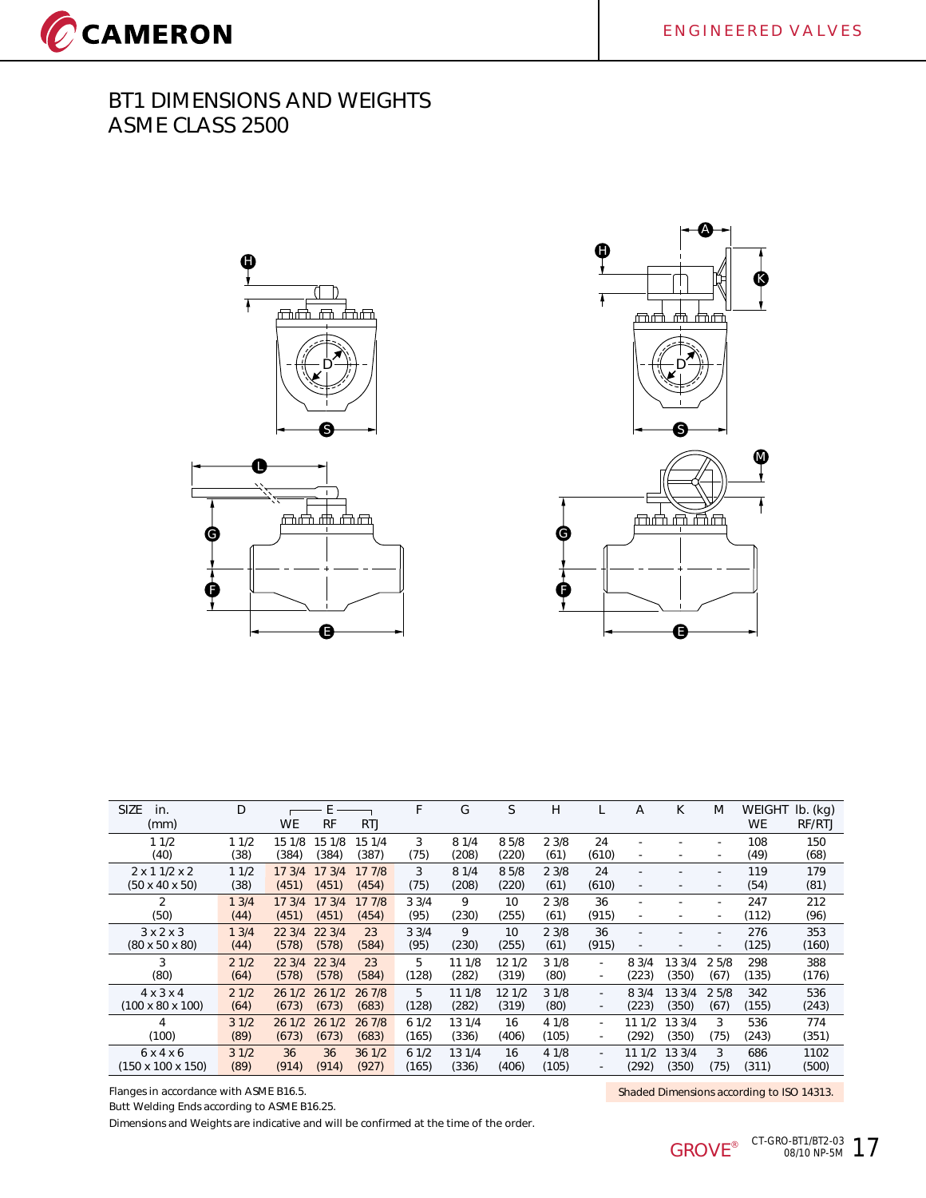# BT1 DIMENSIONS AND WEIGHTS
## ASME CLASS 2500

| SIZE in. (mm) | D | E | | | F | G | S | H | L | A | K | M | WEIGHT lb. (kg) | |
|---|---|---|---|---|---|---|---|---|---|---|---|---|---|---|
| | | WE | RF | RTJ | | | | | | | | | WE | RF/RTJ |
| 1 1/2 (40) | 1 1/2 (38) | 15 1/8 (384) | 15 1/8 (384) | 15 1/4 (387) | 3 (75) | 8 1/4 (208) | 8 5/8 (220) | 2 3/8 (61) | 24 (610) | - | - | - | 108 (49) | 150 (68) |
| 2 x 1 1/2 x 2 (50 x 40 x 50) | 1 1/2 (38) | 17 3/4 (451) | 17 3/4 (451) | 17 7/8 (454) | 3 (75) | 8 1/4 (208) | 8 5/8 (220) | 2 3/8 (61) | 24 (610) | - | - | - | 119 (54) | 179 (81) |
| 2 (50) | 1 3/4 (44) | 17 3/4 (451) | 17 3/4 (451) | 17 7/8 (454) | 3 3/4 (95) | 9 (230) | 10 (255) | 2 3/8 (61) | 36 (915) | - | - | - | 247 (112) | 212 (96) |
| 3 x 2 x 3 (80 x 50 x 80) | 1 3/4 (44) | 22 3/4 (578) | 22 3/4 (578) | 23 (584) | 3 3/4 (95) | 9 (230) | 10 (255) | 2 3/8 (61) | 36 (915) | - | - | - | 276 (125) | 353 (160) |
| 3 (80) | 2 1/2 (64) | 22 3/4 (578) | 22 3/4 (578) | 23 (584) | 5 (128) | 11 1/8 (282) | 12 1/2 (319) | 3 1/8 (80) | - | 8 3/4 (223) | 13 3/4 (350) | 2 5/8 (67) | 298 (135) | 388 (176) |
| 4 x 3 x 4 (100 x 80 x 100) | 2 1/2 (64) | 26 1/2 (673) | 26 1/2 (673) | 26 7/8 (683) | 5 (128) | 11 1/8 (282) | 12 1/2 (319) | 3 1/8 (80) | - | 8 3/4 (223) | 13 3/4 (350) | 2 5/8 (67) | 342 (155) | 536 (243) |
| 4 (100) | 3 1/2 (89) | 26 1/2 (673) | 26 1/2 (673) | 26 7/8 (683) | 6 1/2 (165) | 13 1/4 (336) | 16 (406) | 4 1/8 (105) | - | 11 1/2 (292) | 13 3/4 (350) | 3 (75) | 536 (243) | 774 (351) |
| 6 x 4 x 6 (150 x 100 x 150) | 3 1/2 (89) | 36 (914) | 36 (914) | 36 1/2 (927) | 6 1/2 (165) | 13 1/4 (336) | 16 (406) | 4 1/8 (105) | - | 11 1/2 (292) | 13 3/4 (350) | 3 (75) | 686 (311) | 1102 (500) |

Flanges in accordance with ASME B16.5.

Butt Welding Ends according to ASME B16.25.

Dimensions and Weights are indicative and will be confirmed at the time of the order.

Shaded Dimensions according to ISO 14313.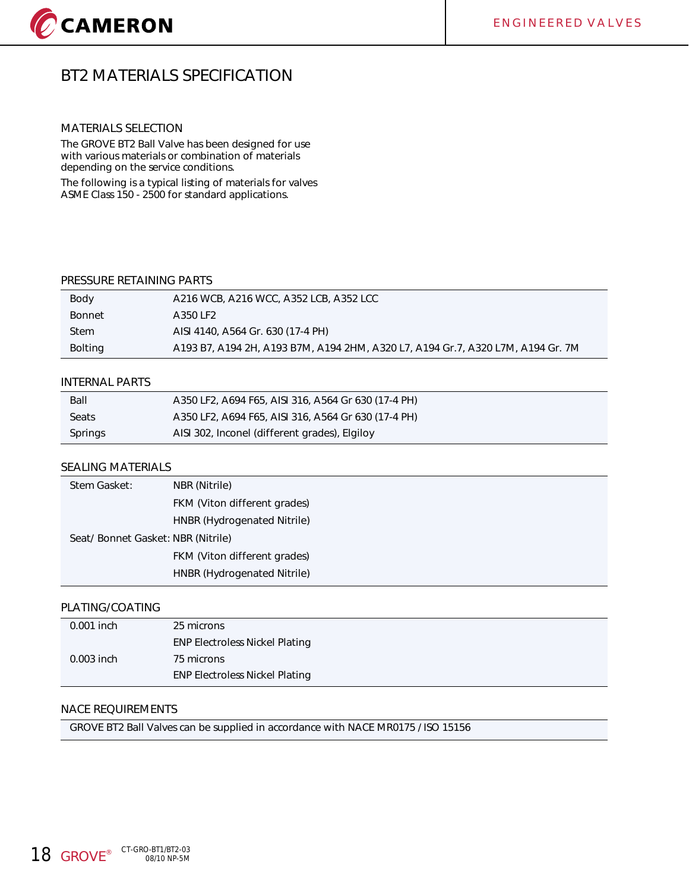# BT2 MATERIALS SPECIFICATION

## MATERIALS SELECTION

The GROVE BT2 Ball Valve has been designed for use with various materials or combination of materials depending on the service conditions.

The following is a typical listing of materials for valves ASME Class 150 - 2500 for standard applications.

## PRESSURE RETAINING PARTS

| | |
|---|---|
| Body | A216 WCB, A216 WCC, A352 LCB, A352 LCC |
| Bonnet | A350 LF2 |
| Stem | AISI 4140, A564 Gr. 630 (17-4 PH) |
| Bolting | A193 B7, A194 2H, A193 B7M, A194 2HM, A320 L7, A194 Gr.7, A320 L7M, A194 Gr. 7M |

## INTERNAL PARTS

| | |
|---|---|
| Ball | A350 LF2, A694 F65, AISI 316, A564 Gr 630 (17-4 PH) |
| Seats | A350 LF2, A694 F65, AISI 316, A564 Gr 630 (17-4 PH) |
| Springs | AISI 302, Inconel (different grades), Elgiloy |

## SEALING MATERIALS

| | |
|---|---|
| Stem Gasket: | NBR (Nitrile) |
| | FKM (Viton different grades) |
| | HNBR (Hydrogenated Nitrile) |
| Seat/ Bonnet Gasket: | NBR (Nitrile) |
| | FKM (Viton different grades) |
| | HNBR (Hydrogenated Nitrile) |

## PLATING/COATING

| | |
|---|---|
| 0.001 inch | 25 microns |
| | ENP Electroless Nickel Plating |
| 0.003 inch | 75 microns |
| | ENP Electroless Nickel Plating |

## NACE REQUIREMENTS

GROVE BT2 Ball Valves can be supplied in accordance with NACE MR0175 / ISO 15156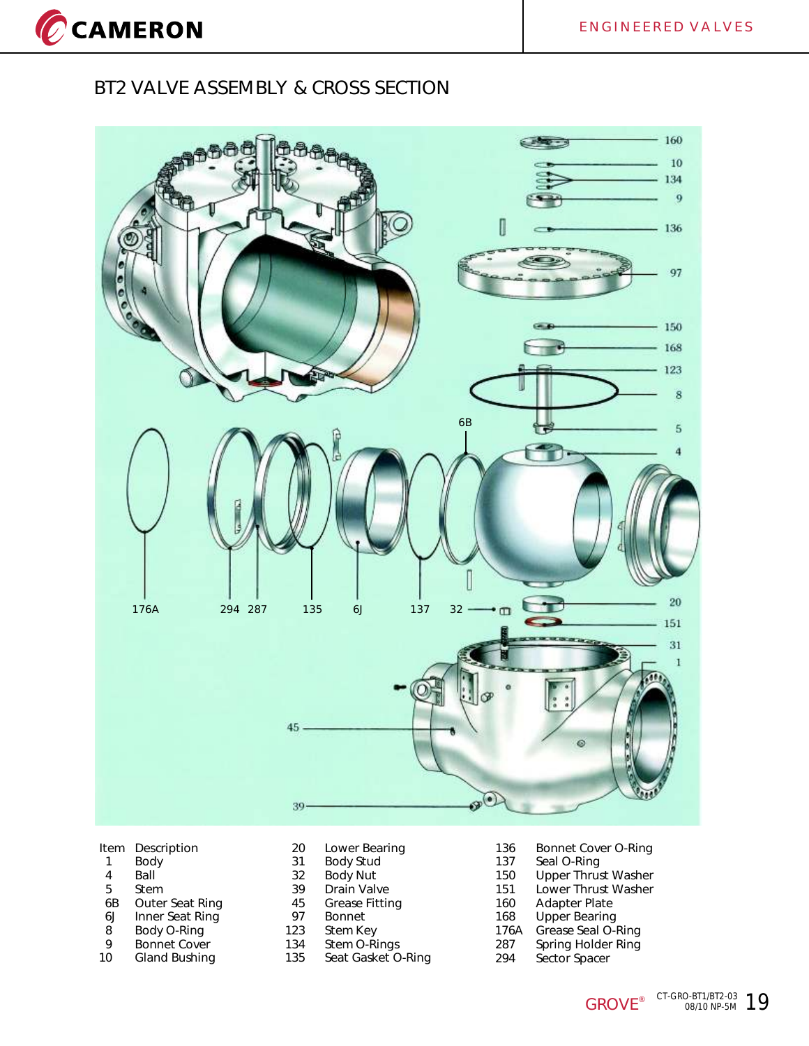# BT2 VALVE ASSEMBLY & CROSS SECTION

| Item | Description | Item | Description | Item | Description |
|---|---|---|---|---|---|
| 1 | Body | 20 | Lower Bearing | 136 | Bonnet Cover O-Ring |
| 4 | Ball | 31 | Body Stud | 137 | Seal O-Ring |
| 5 | Stem | 32 | Body Nut | 150 | Upper Thrust Washer |
| 6B | Outer Seat Ring | 39 | Drain Valve | 151 | Lower Thrust Washer |
| 6J | Inner Seat Ring | 45 | Grease Fitting | 160 | Adapter Plate |
| 8 | Body O-Ring | 97 | Bonnet | 168 | Upper Bearing |
| 9 | Bonnet Cover | 123 | Stem Key | 176A | Grease Seal O-Ring |
| 10 | Gland Bushing | 134 | Stem O-Rings | 287 | Spring Holder Ring |
| | | 135 | Seat Gasket O-Ring | 294 | Sector Spacer |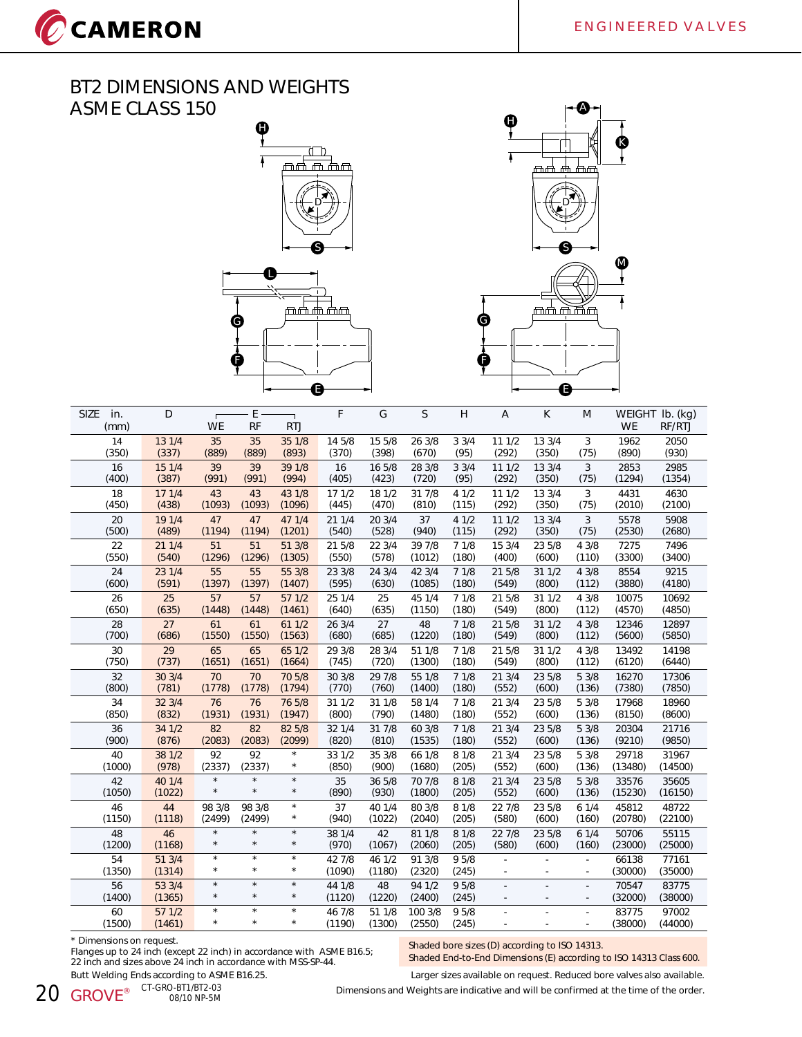# BT2 DIMENSIONS AND WEIGHTS
## ASME CLASS 150

| SIZE in. (mm) | D | E WE | E RF | E RTJ | F | G | S | H | A | K | M | WEIGHT lb. (kg) WE | WEIGHT lb. (kg) RF/RTJ |
|---|---|---|---|---|---|---|---|---|---|---|---|---|---|
| 14 (350) | 13 1/4 (337) | 35 (889) | 35 (889) | 35 1/8 (893) | 14 5/8 (370) | 15 5/8 (398) | 26 3/8 (670) | 3 3/4 (95) | 11 1/2 (292) | 13 3/4 (350) | 3 (75) | 1962 (890) | 2050 (930) |
| 16 (400) | 15 1/4 (387) | 39 (991) | 39 (991) | 39 1/8 (994) | 16 (405) | 16 5/8 (423) | 28 3/8 (720) | 3 3/4 (95) | 11 1/2 (292) | 13 3/4 (350) | 3 (75) | 2853 (1294) | 2985 (1354) |
| 18 (450) | 17 1/4 (438) | 43 (1093) | 43 (1093) | 43 1/8 (1096) | 17 1/2 (445) | 18 1/2 (470) | 31 7/8 (810) | 4 1/2 (115) | 11 1/2 (292) | 13 3/4 (350) | 3 (75) | 4431 (2010) | 4630 (2100) |
| 20 (500) | 19 1/4 (489) | 47 (1194) | 47 (1194) | 47 1/4 (1201) | 21 1/4 (540) | 20 3/4 (528) | 37 (940) | 4 1/2 (115) | 11 1/2 (292) | 13 3/4 (350) | 3 (75) | 5578 (2530) | 5908 (2680) |
| 22 (550) | 21 1/4 (540) | 51 (1296) | 51 (1296) | 51 3/8 (1305) | 21 5/8 (550) | 22 3/4 (578) | 39 7/8 (1012) | 7 1/8 (180) | 15 3/4 (400) | 23 5/8 (600) | 4 3/8 (110) | 7275 (3300) | 7496 (3400) |
| 24 (600) | 23 1/4 (591) | 55 (1397) | 55 (1397) | 55 3/8 (1407) | 23 3/8 (595) | 24 3/4 (630) | 42 3/4 (1085) | 7 1/8 (180) | 21 5/8 (549) | 31 1/2 (800) | 4 3/8 (112) | 8554 (3880) | 9215 (4180) |
| 26 (650) | 25 (635) | 57 (1448) | 57 (1448) | 57 1/2 (1461) | 25 1/4 (640) | 25 (635) | 45 1/4 (1150) | 7 1/8 (180) | 21 5/8 (549) | 31 1/2 (800) | 4 3/8 (112) | 10075 (4570) | 10692 (4850) |
| 28 (700) | 27 (686) | 61 (1550) | 61 (1550) | 61 1/2 (1563) | 26 3/4 (680) | 27 (685) | 48 (1220) | 7 1/8 (180) | 21 5/8 (549) | 31 1/2 (800) | 4 3/8 (112) | 12346 (5600) | 12897 (5850) |
| 30 (750) | 29 (737) | 65 (1651) | 65 (1651) | 65 1/2 (1664) | 29 3/8 (745) | 28 3/4 (720) | 51 1/8 (1300) | 7 1/8 (180) | 21 5/8 (549) | 31 1/2 (800) | 4 3/8 (112) | 13492 (6120) | 14198 (6440) |
| 32 (800) | 30 3/4 (781) | 70 (1778) | 70 (1778) | 70 5/8 (1794) | 30 3/8 (770) | 29 7/8 (760) | 55 1/8 (1400) | 7 1/8 (180) | 21 3/4 (552) | 23 5/8 (600) | 5 3/8 (136) | 16270 (7380) | 17306 (7850) |
| 34 (850) | 32 3/4 (832) | 76 (1931) | 76 (1931) | 76 5/8 (1947) | 31 1/2 (800) | 31 1/8 (790) | 58 1/4 (1480) | 7 1/8 (180) | 21 3/4 (552) | 23 5/8 (600) | 5 3/8 (136) | 17968 (8150) | 18960 (8600) |
| 36 (900) | 34 1/2 (876) | 82 (2083) | 82 (2083) | 82 5/8 (2099) | 32 1/4 (820) | 31 7/8 (810) | 60 3/8 (1535) | 7 1/8 (180) | 21 3/4 (552) | 23 5/8 (600) | 5 3/8 (136) | 20304 (9210) | 21716 (9850) |
| 40 (1000) | 38 1/2 (978) | 92 (2337) | 92 (2337) | * * | 33 1/2 (850) | 35 3/8 (900) | 66 1/8 (1680) | 8 1/8 (205) | 21 3/4 (552) | 23 5/8 (600) | 5 3/8 (136) | 29718 (13480) | 31967 (14500) |
| 42 (1050) | 40 1/4 (1022) | * * | * * | * * | 35 (890) | 36 5/8 (930) | 70 7/8 (1800) | 8 1/8 (205) | 21 3/4 (552) | 23 5/8 (600) | 5 3/8 (136) | 33576 (15230) | 35605 (16150) |
| 46 (1150) | 44 (1118) | 98 3/8 (2499) | 98 3/8 (2499) | * * | 37 (940) | 40 1/4 (1022) | 80 3/8 (2040) | 8 1/8 (205) | 22 7/8 (580) | 23 5/8 (600) | 6 1/4 (160) | 45812 (20780) | 48722 (22100) |
| 48 (1200) | 46 (1168) | * * | * * | * * | 38 1/4 (970) | 42 (1067) | 81 1/8 (2060) | 8 1/8 (205) | 22 7/8 (580) | 23 5/8 (600) | 6 1/4 (160) | 50706 (23000) | 55115 (25000) |
| 54 (1350) | 51 3/4 (1314) | * * | * * | * * | 42 7/8 (1090) | 46 1/2 (1180) | 91 3/8 (2320) | 9 5/8 (245) | - - | - - | - - | 66138 (30000) | 77161 (35000) |
| 56 (1400) | 53 3/4 (1365) | * * | * * | * * | 44 1/8 (1120) | 48 (1220) | 94 1/2 (2400) | 9 5/8 (245) | - - | - - | - - | 70547 (32000) | 83775 (38000) |
| 60 (1500) | 57 1/2 (1461) | * * | * * | * * | 46 7/8 (1190) | 51 1/8 (1300) | 100 3/8 (2550) | 9 5/8 (245) | - - | - - | - - | 83775 (38000) | 97002 (44000) |

\* Dimensions on request.
Flanges up to 24 inch (except 22 inch) in accordance with ASME B16.5;
22 inch and sizes above 24 inch in accordance with MSS-SP-44.
Butt Welding Ends according to ASME B16.25.

Shaded bore sizes (D) according to ISO 14313.
Shaded End-to-End Dimensions (E) according to ISO 14313 Class 600.

Larger sizes available on request. Reduced bore valves also available.

Dimensions and Weights are indicative and will be confirmed at the time of the order.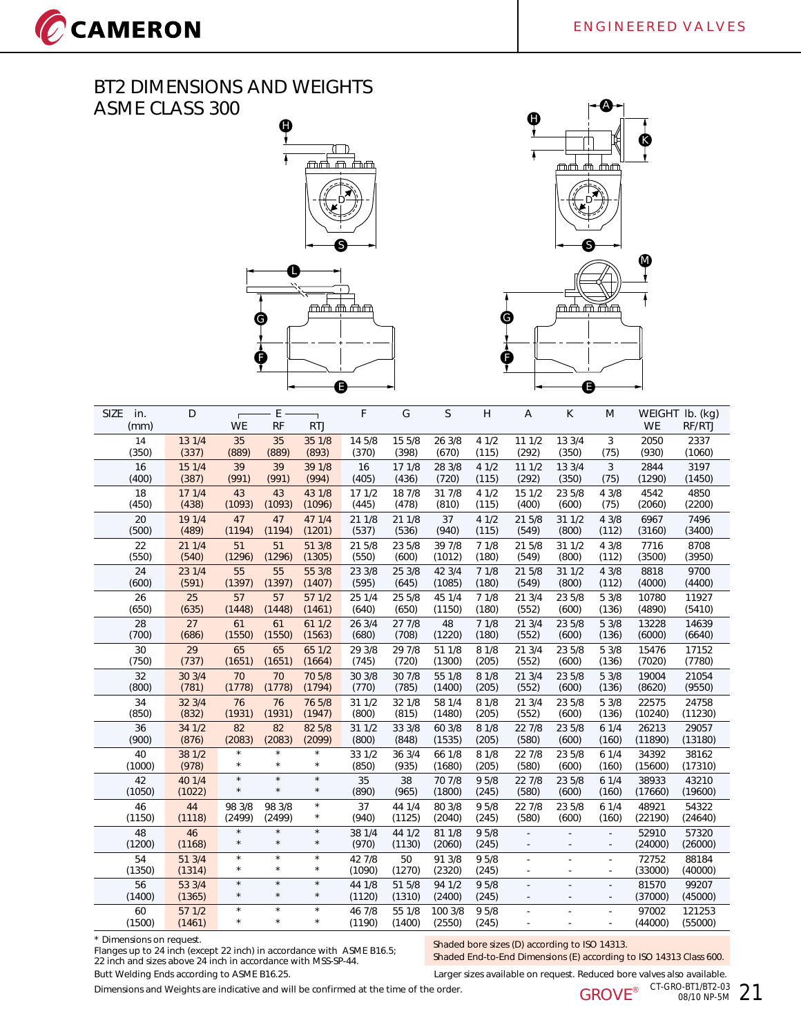## BT2 DIMENSIONS AND WEIGHTS
## ASME CLASS 300

| SIZE in. (mm) | D | E WE | E RF | E RTJ | F | G | S | H | A | K | M | WEIGHT lb. (kg) WE | WEIGHT lb. (kg) RF/RTJ |
|---|---|---|---|---|---|---|---|---|---|---|---|---|---|
| 14 (350) | 13 1/4 (337) | 35 (889) | 35 (889) | 35 1/8 (893) | 14 5/8 (370) | 15 5/8 (398) | 26 3/8 (670) | 4 1/2 (115) | 11 1/2 (292) | 13 3/4 (350) | 3 (75) | 2050 (930) | 2337 (1060) |
| 16 (400) | 15 1/4 (387) | 39 (991) | 39 (991) | 39 1/8 (994) | 16 (405) | 17 1/8 (436) | 28 3/8 (720) | 4 1/2 (115) | 11 1/2 (292) | 13 3/4 (350) | 3 (75) | 2844 (1290) | 3197 (1450) |
| 18 (450) | 17 1/4 (438) | 43 (1093) | 43 (1093) | 43 1/8 (1096) | 17 1/2 (445) | 18 7/8 (478) | 31 7/8 (810) | 4 1/2 (115) | 15 1/2 (400) | 23 5/8 (600) | 4 3/8 (75) | 4542 (2060) | 4850 (2200) |
| 20 (500) | 19 1/4 (489) | 47 (1194) | 47 (1194) | 47 1/4 (1201) | 21 1/8 (537) | 21 1/8 (536) | 37 (940) | 4 1/2 (115) | 21 5/8 (549) | 31 1/2 (800) | 4 3/8 (112) | 6967 (3160) | 7496 (3400) |
| 22 (550) | 21 1/4 (540) | 51 (1296) | 51 (1296) | 51 3/8 (1305) | 21 5/8 (550) | 23 5/8 (600) | 39 7/8 (1012) | 7 1/8 (180) | 21 5/8 (549) | 31 1/2 (800) | 4 3/8 (112) | 7716 (3500) | 8708 (3950) |
| 24 (600) | 23 1/4 (591) | 55 (1397) | 55 (1397) | 55 3/8 (1407) | 23 3/8 (595) | 25 3/8 (645) | 42 3/4 (1085) | 7 1/8 (180) | 21 5/8 (549) | 31 1/2 (800) | 4 3/8 (112) | 8818 (4000) | 9700 (4400) |
| 26 (650) | 25 (635) | 57 (1448) | 57 (1448) | 57 1/2 (1461) | 25 1/4 (640) | 25 5/8 (650) | 45 1/4 (1150) | 7 1/8 (180) | 21 3/4 (552) | 23 5/8 (600) | 5 3/8 (136) | 10780 (4890) | 11927 (5410) |
| 28 (700) | 27 (686) | 61 (1550) | 61 (1550) | 61 1/2 (1563) | 26 3/4 (680) | 27 7/8 (708) | 48 (1220) | 7 1/8 (180) | 21 3/4 (552) | 23 5/8 (600) | 5 3/8 (136) | 13228 (6000) | 14639 (6640) |
| 30 (750) | 29 (737) | 65 (1651) | 65 (1651) | 65 1/2 (1664) | 29 3/8 (745) | 29 7/8 (720) | 51 1/8 (1300) | 8 1/8 (205) | 21 3/4 (552) | 23 5/8 (600) | 5 3/8 (136) | 15476 (7020) | 17152 (7780) |
| 32 (800) | 30 3/4 (781) | 70 (1778) | 70 (1778) | 70 5/8 (1794) | 30 3/8 (770) | 30 7/8 (785) | 55 1/8 (1400) | 8 1/8 (205) | 21 3/4 (552) | 23 5/8 (600) | 5 3/8 (136) | 19004 (8620) | 21054 (9550) |
| 34 (850) | 32 3/4 (832) | 76 (1931) | 76 (1931) | 76 5/8 (1947) | 31 1/2 (800) | 32 1/8 (815) | 58 1/4 (1480) | 8 1/8 (205) | 21 3/4 (552) | 23 5/8 (600) | 5 3/8 (136) | 22575 (10240) | 24758 (11230) |
| 36 (900) | 34 1/2 (876) | 82 (2083) | 82 (2083) | 82 5/8 (2099) | 31 1/2 (800) | 33 3/8 (848) | 60 3/8 (1535) | 8 1/8 (205) | 22 7/8 (580) | 23 5/8 (600) | 6 1/4 (160) | 26213 (11890) | 29057 (13180) |
| 40 (1000) | 38 1/2 (978) | * * | * * | * * | 33 1/2 (850) | 36 3/4 (935) | 66 1/8 (1680) | 8 1/8 (205) | 22 7/8 (580) | 23 5/8 (600) | 6 1/4 (160) | 34392 (15600) | 38162 (17310) |
| 42 (1050) | 40 1/4 (1022) | * * | * * | * * | 35 (890) | 38 (965) | 70 7/8 (1800) | 9 5/8 (245) | 22 7/8 (580) | 23 5/8 (600) | 6 1/4 (160) | 38933 (17660) | 43210 (19600) |
| 46 (1150) | 44 (1118) | 98 3/8 (2499) | 98 3/8 (2499) | * * | 37 (940) | 44 1/4 (1125) | 80 3/8 (2040) | 9 5/8 (245) | 22 7/8 (580) | 23 5/8 (600) | 6 1/4 (160) | 48921 (22190) | 54322 (24640) |
| 48 (1200) | 46 (1168) | * * | * * | * * | 38 1/4 (970) | 44 1/2 (1130) | 81 1/8 (2060) | 9 5/8 (245) | - - | - - | - - | 52910 (24000) | 57320 (26000) |
| 54 (1350) | 51 3/4 (1314) | * * | * * | * * | 42 7/8 (1090) | 50 (1270) | 91 3/8 (2320) | 9 5/8 (245) | - - | - - | - - | 72752 (33000) | 88184 (40000) |
| 56 (1400) | 53 3/4 (1365) | * * | * * | * * | 44 1/8 (1120) | 51 5/8 (1310) | 94 1/2 (2400) | 9 5/8 (245) | - - | - - | - - | 81570 (37000) | 99207 (45000) |
| 60 (1500) | 57 1/2 (1461) | * * | * * | * * | 46 7/8 (1190) | 55 1/8 (1400) | 100 3/8 (2550) | 9 5/8 (245) | - - | - - | - - | 97002 (44000) | 121253 (55000) |

\* Dimensions on request.
Flanges up to 24 inch (except 22 inch) in accordance with ASME B16.5;
22 inch and sizes above 24 inch in accordance with MSS-SP-44.
Butt Welding Ends according to ASME B16.25.
Dimensions and Weights are indicative and will be confirmed at the time of the order.

Shaded bore sizes (D) according to ISO 14313.
Shaded End-to-End Dimensions (E) according to ISO 14313 Class 600.

Larger sizes available on request. Reduced bore valves also available.

CT-GRO-BT1/BT2-03
08/10 NP-5M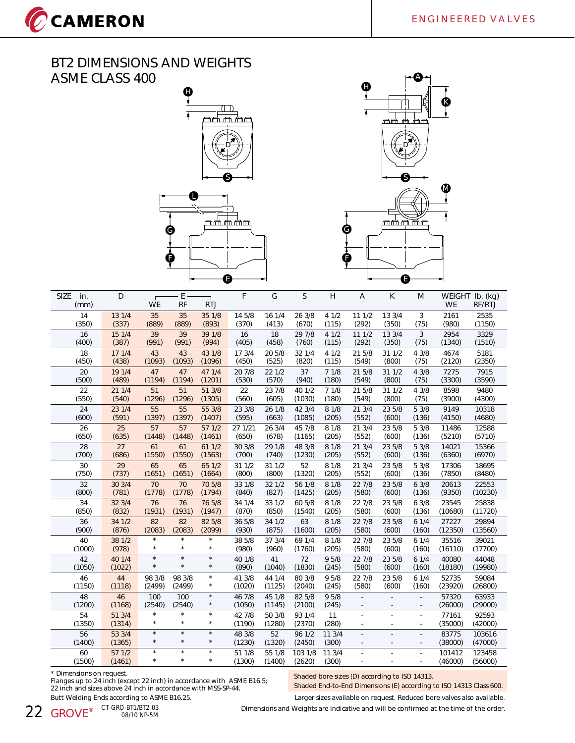# BT2 DIMENSIONS AND WEIGHTS
## ASME CLASS 400

| SIZE in. (mm) | D | E WE | E RF | E RTJ | F | G | S | H | A | K | M | WEIGHT lb. (kg) WE | WEIGHT lb. (kg) RF/RTJ |
|---|---|---|---|---|---|---|---|---|---|---|---|---|---|
| 14 (350) | 13 1/4 (337) | 35 (889) | 35 (889) | 35 1/8 (893) | 14 5/8 (370) | 16 1/4 (413) | 26 3/8 (670) | 4 1/2 (115) | 11 1/2 (292) | 13 3/4 (350) | 3 (75) | 2161 (980) | 2535 (1150) |
| 16 (400) | 15 1/4 (387) | 39 (991) | 39 (991) | 39 1/8 (994) | 16 (405) | 18 (458) | 29 7/8 (760) | 4 1/2 (115) | 11 1/2 (292) | 13 3/4 (350) | 3 (75) | 2954 (1340) | 3329 (1510) |
| 18 (450) | 17 1/4 (438) | 43 (1093) | 43 (1093) | 43 1/8 (1096) | 17 3/4 (450) | 20 5/8 (525) | 32 1/4 (820) | 4 1/2 (115) | 21 5/8 (549) | 31 1/2 (800) | 4 3/8 (75) | 4674 (2120) | 5181 (2350) |
| 20 (500) | 19 1/4 (489) | 47 (1194) | 47 (1194) | 47 1/4 (1201) | 20 7/8 (530) | 22 1/2 (570) | 37 (940) | 7 1/8 (180) | 21 5/8 (549) | 31 1/2 (800) | 4 3/8 (75) | 7275 (3300) | 7915 (3590) |
| 22 (550) | 21 1/4 (540) | 51 (1296) | 51 (1296) | 51 3/8 (1305) | 22 (560) | 23 7/8 (605) | 40 1/2 (1030) | 7 1/8 (180) | 21 5/8 (549) | 31 1/2 (800) | 4 3/8 (75) | 8598 (3900) | 9480 (4300) |
| 24 (600) | 23 1/4 (591) | 55 (1397) | 55 (1397) | 55 3/8 (1407) | 23 3/8 (595) | 26 1/8 (663) | 42 3/4 (1085) | 8 1/8 (205) | 21 3/4 (552) | 23 5/8 (600) | 5 3/8 (136) | 9149 (4150) | 10318 (4680) |
| 26 (650) | 25 (635) | 57 (1448) | 57 (1448) | 57 1/2 (1461) | 27 1/21 (650) | 26 3/4 (678) | 45 7/8 (1165) | 8 1/8 (205) | 21 3/4 (552) | 23 5/8 (600) | 5 3/8 (136) | 11486 (5210) | 12588 (5710) |
| 28 (700) | 27 (686) | 61 (1550) | 61 (1550) | 61 1/2 (1563) | 30 3/8 (700) | 29 1/8 (740) | 48 3/8 (1230) | 8 1/8 (205) | 21 3/4 (552) | 23 5/8 (600) | 5 3/8 (136) | 14021 (6360) | 15366 (6970) |
| 30 (750) | 29 (737) | 65 (1651) | 65 (1651) | 65 1/2 (1664) | 31 1/2 (800) | 31 1/2 (800) | 52 (1320) | 8 1/8 (205) | 21 3/4 (552) | 23 5/8 (600) | 5 3/8 (136) | 17306 (7850) | 18695 (8480) |
| 32 (800) | 30 3/4 (781) | 70 (1778) | 70 (1778) | 70 5/8 (1794) | 33 1/8 (840) | 32 1/2 (827) | 56 1/8 (1425) | 8 1/8 (205) | 22 7/8 (580) | 23 5/8 (600) | 6 3/8 (136) | 20613 (9350) | 22553 (10230) |
| 34 (850) | 32 3/4 (832) | 76 (1931) | 76 (1931) | 76 5/8 (1947) | 34 1/4 (870) | 33 1/2 (850) | 60 5/8 (1540) | 8 1/8 (205) | 22 7/8 (580) | 23 5/8 (600) | 6 3/8 (136) | 23545 (10680) | 25838 (11720) |
| 36 (900) | 34 1/2 (876) | 82 (2083) | 82 (2083) | 82 5/8 (2099) | 36 5/8 (930) | 34 1/2 (875) | 63 (1600) | 8 1/8 (205) | 22 7/8 (580) | 23 5/8 (600) | 6 1/4 (160) | 27227 (12350) | 29894 (13560) |
| 40 (1000) | 38 1/2 (978) | * * | * * | * * | 38 5/8 (980) | 37 3/4 (960) | 69 1/4 (1760) | 8 1/8 (205) | 22 7/8 (580) | 23 5/8 (600) | 6 1/4 (160) | 35516 (16110) | 39021 (17700) |
| 42 (1050) | 40 1/4 (1022) | * * | * * | * * | 40 1/8 (890) | 41 (1040) | 72 (1830) | 9 5/8 (245) | 22 7/8 (580) | 23 5/8 (600) | 6 1/4 (160) | 40080 (18180) | 44048 (19980) |
| 46 (1150) | 44 (1118) | 98 3/8 (2499) | 98 3/8 (2499) | * * | 41 3/8 (1020) | 44 1/4 (1125) | 80 3/8 (2040) | 9 5/8 (245) | 22 7/8 (580) | 23 5/8 (600) | 6 1/4 (160) | 52735 (23920) | 59084 (26800) |
| 48 (1200) | 46 (1168) | 100 (2540) | 100 (2540) | * * | 46 7/8 (1050) | 45 1/8 (1145) | 82 5/8 (2100) | 9 5/8 (245) | - - | - - | - - | 57320 (26000) | 63933 (29000) |
| 54 (1350) | 51 3/4 (1314) | * * | * * | * * | 42 7/8 (1190) | 50 3/8 (1280) | 93 1/4 (2370) | 11 (280) | - - | - - | - - | 77161 (35000) | 92593 (42000) |
| 56 (1400) | 53 3/4 (1365) | * * | * * | * * | 48 3/8 (1230) | 52 (1320) | 96 1/2 (2450) | 11 3/4 (300) | - - | - - | - - | 83775 (38000) | 103616 (47000) |
| 60 (1500) | 57 1/2 (1461) | * * | * * | * * | 51 1/8 (1300) | 55 1/8 (1400) | 103 1/8 (2620) | 11 3/4 (300) | - - | - - | - - | 101412 (46000) | 123458 (56000) |

\* Dimensions on request.
Flanges up to 24 inch (except 22 inch) in accordance with ASME B16.5; 22 inch and sizes above 24 inch in accordance with MSS-SP-44.
Butt Welding Ends according to ASME B16.25.

Shaded bore sizes (D) according to ISO 14313.
Shaded End-to-End Dimensions (E) according to ISO 14313 Class 600.

Larger sizes available on request. Reduced bore valves also available.

Dimensions and Weights are indicative and will be confirmed at the time of the order.

CT-GRO-BT1/BT2-03
08/10 NP-5M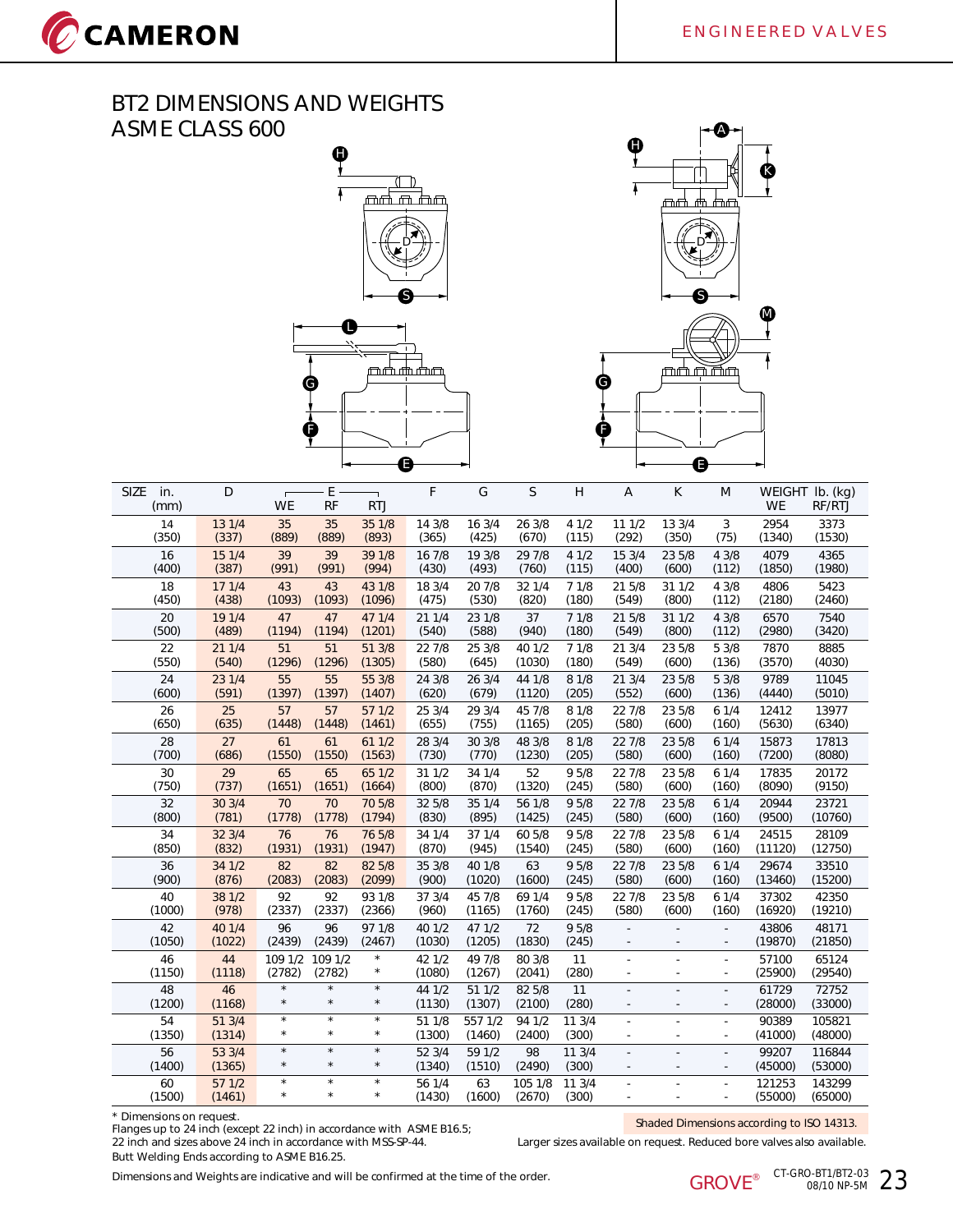# BT2 DIMENSIONS AND WEIGHTS
## ASME CLASS 600

| SIZE in. (mm) | D | E WE | E RF | E RTJ | F | G | S | H | A | K | M | WEIGHT lb. (kg) WE | WEIGHT lb. (kg) RF/RTJ |
|---|---|---|---|---|---|---|---|---|---|---|---|---|---|
| 14 (350) | 13 1/4 (337) | 35 (889) | 35 (889) | 35 1/8 (893) | 14 3/8 (365) | 16 3/4 (425) | 26 3/8 (670) | 4 1/2 (115) | 11 1/2 (292) | 13 3/4 (350) | 3 (75) | 2954 (1340) | 3373 (1530) |
| 16 (400) | 15 1/4 (387) | 39 (991) | 39 (991) | 39 1/8 (994) | 16 7/8 (430) | 19 3/8 (493) | 29 7/8 (760) | 4 1/2 (115) | 15 3/4 (400) | 23 5/8 (600) | 4 3/8 (112) | 4079 (1850) | 4365 (1980) |
| 18 (450) | 17 1/4 (438) | 43 (1093) | 43 (1093) | 43 1/8 (1096) | 18 3/4 (475) | 20 7/8 (530) | 32 1/4 (820) | 7 1/8 (180) | 21 5/8 (549) | 31 1/2 (800) | 4 3/8 (112) | 4806 (2180) | 5423 (2460) |
| 20 (500) | 19 1/4 (489) | 47 (1194) | 47 (1194) | 47 1/4 (1201) | 21 1/4 (540) | 23 1/8 (588) | 37 (940) | 7 1/8 (180) | 21 5/8 (549) | 31 1/2 (800) | 4 3/8 (112) | 6570 (2980) | 7540 (3420) |
| 22 (550) | 21 1/4 (540) | 51 (1296) | 51 (1296) | 51 3/8 (1305) | 22 7/8 (580) | 25 3/8 (645) | 40 1/2 (1030) | 7 1/8 (180) | 21 3/4 (549) | 23 5/8 (600) | 5 3/8 (136) | 7870 (3570) | 8885 (4030) |
| 24 (600) | 23 1/4 (591) | 55 (1397) | 55 (1397) | 55 3/8 (1407) | 24 3/8 (620) | 26 3/4 (679) | 44 1/8 (1120) | 8 1/8 (205) | 21 3/4 (552) | 23 5/8 (600) | 5 3/8 (136) | 9789 (4440) | 11045 (5010) |
| 26 (650) | 25 (635) | 57 (1448) | 57 (1448) | 57 1/2 (1461) | 25 3/4 (655) | 29 3/4 (755) | 45 7/8 (1165) | 8 1/8 (205) | 22 7/8 (580) | 23 5/8 (600) | 6 1/4 (160) | 12412 (5630) | 13977 (6340) |
| 28 (700) | 27 (686) | 61 (1550) | 61 (1550) | 61 1/2 (1563) | 28 3/4 (730) | 30 3/8 (770) | 48 3/8 (1230) | 8 1/8 (205) | 22 7/8 (580) | 23 5/8 (600) | 6 1/4 (160) | 15873 (7200) | 17813 (8080) |
| 30 (750) | 29 (737) | 65 (1651) | 65 (1651) | 65 1/2 (1664) | 31 1/2 (800) | 34 1/4 (870) | 52 (1320) | 9 5/8 (245) | 22 7/8 (580) | 23 5/8 (600) | 6 1/4 (160) | 17835 (8090) | 20172 (9150) |
| 32 (800) | 30 3/4 (781) | 70 (1778) | 70 (1778) | 70 5/8 (1794) | 32 5/8 (830) | 35 1/4 (895) | 56 1/8 (1425) | 9 5/8 (245) | 22 7/8 (580) | 23 5/8 (600) | 6 1/4 (160) | 20944 (9500) | 23721 (10760) |
| 34 (850) | 32 3/4 (832) | 76 (1931) | 76 (1931) | 76 5/8 (1947) | 34 1/4 (870) | 37 1/4 (945) | 60 5/8 (1540) | 9 5/8 (245) | 22 7/8 (580) | 23 5/8 (600) | 6 1/4 (160) | 24515 (11120) | 28109 (12750) |
| 36 (900) | 34 1/2 (876) | 82 (2083) | 82 (2083) | 82 5/8 (2099) | 35 3/8 (900) | 40 1/8 (1020) | 63 (1600) | 9 5/8 (245) | 22 7/8 (580) | 23 5/8 (600) | 6 1/4 (160) | 29674 (13460) | 33510 (15200) |
| 40 (1000) | 38 1/2 (978) | 92 (2337) | 92 (2337) | 93 1/8 (2366) | 37 3/4 (960) | 45 7/8 (1165) | 69 1/4 (1760) | 9 5/8 (245) | 22 7/8 (580) | 23 5/8 (600) | 6 1/4 (160) | 37302 (16920) | 42350 (19210) |
| 42 (1050) | 40 1/4 (1022) | 96 (2439) | 96 (2439) | 97 1/8 (2467) | 40 1/2 (1030) | 47 1/2 (1205) | 72 (1830) | 9 5/8 (245) | - | - | - | 43806 (19870) | 48171 (21850) |
| 46 (1150) | 44 (1118) | 109 1/2 (2782) | 109 1/2 (2782) | * | 42 1/2 (1080) | 49 7/8 (1267) | 80 3/8 (2041) | 11 (280) | - | - | - | 57100 (25900) | 65124 (29540) |
| 48 (1200) | 46 (1168) | * | * | * | 44 1/2 (1130) | 51 1/2 (1307) | 82 5/8 (2100) | 11 (280) | - | - | - | 61729 (28000) | 72752 (33000) |
| 54 (1350) | 51 3/4 (1314) | * | * | * | 51 1/8 (1300) | 557 1/2 (1460) | 94 1/2 (2400) | 11 3/4 (300) | - | - | - | 90389 (41000) | 105821 (48000) |
| 56 (1400) | 53 3/4 (1365) | * | * | * | 52 3/4 (1340) | 59 1/2 (1510) | 98 (2490) | 11 3/4 (300) | - | - | - | 99207 (45000) | 116844 (53000) |
| 60 (1500) | 57 1/2 (1461) | * | * | * | 56 1/4 (1430) | 63 (1600) | 105 1/8 (2670) | 11 3/4 (300) | - | - | - | 121253 (55000) | 143299 (65000) |

\* Dimensions on request.
Flanges up to 24 inch (except 22 inch) in accordance with ASME B16.5;
22 inch and sizes above 24 inch in accordance with MSS-SP-44.
Butt Welding Ends according to ASME B16.25.

Shaded Dimensions according to ISO 14313.

Larger sizes available on request. Reduced bore valves also available.

Dimensions and Weights are indicative and will be confirmed at the time of the order.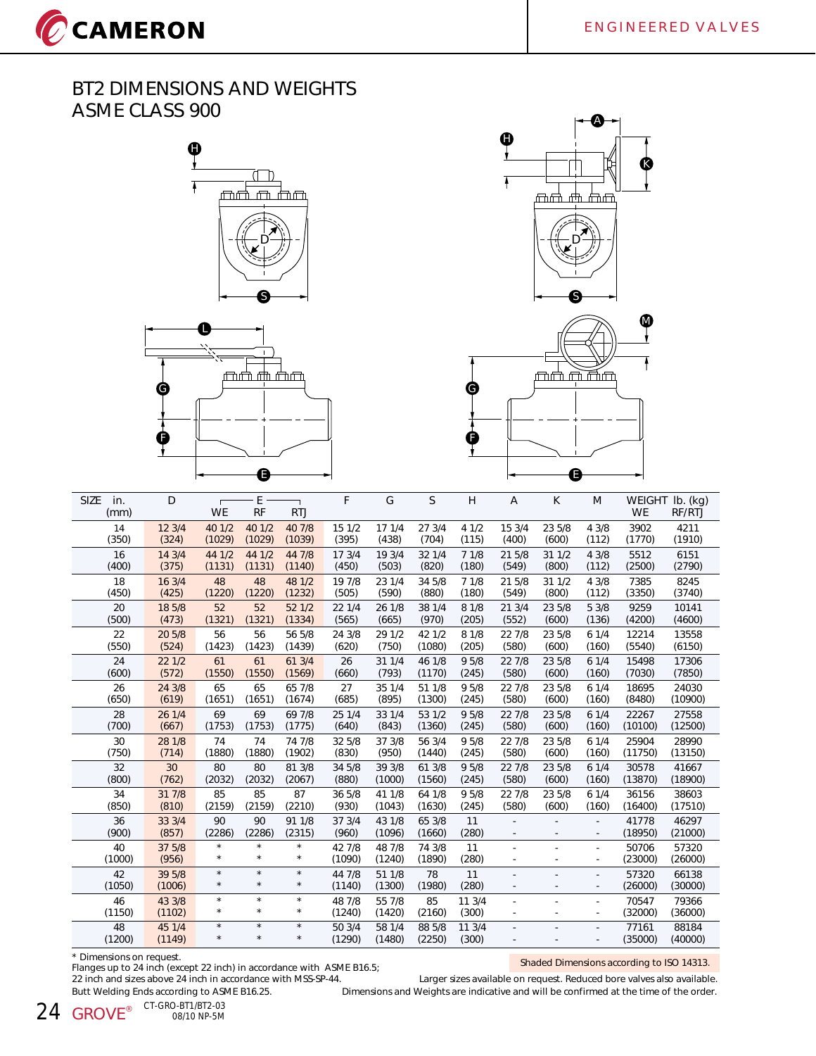# BT2 DIMENSIONS AND WEIGHTS ASME CLASS 900

| SIZE in. (mm) | D | E WE | E RF | E RTJ | F | G | S | H | A | K | M | WEIGHT lb. (kg) WE | WEIGHT lb. (kg) RF/RTJ |
|---|---|---|---|---|---|---|---|---|---|---|---|---|---|
| 14 (350) | 12 3/4 (324) | 40 1/2 (1029) | 40 1/2 (1029) | 40 7/8 (1039) | 15 1/2 (395) | 17 1/4 (438) | 27 3/4 (704) | 4 1/2 (115) | 15 3/4 (400) | 23 5/8 (600) | 4 3/8 (112) | 3902 (1770) | 4211 (1910) |
| 16 (400) | 14 3/4 (375) | 44 1/2 (1131) | 44 1/2 (1131) | 44 7/8 (1140) | 17 3/4 (450) | 19 3/4 (503) | 32 1/4 (820) | 7 1/8 (180) | 21 5/8 (549) | 31 1/2 (800) | 4 3/8 (112) | 5512 (2500) | 6151 (2790) |
| 18 (450) | 16 3/4 (425) | 48 (1220) | 48 (1220) | 48 1/2 (1232) | 19 7/8 (505) | 23 1/4 (590) | 34 5/8 (880) | 7 1/8 (180) | 21 5/8 (549) | 31 1/2 (800) | 4 3/8 (112) | 7385 (3350) | 8245 (3740) |
| 20 (500) | 18 5/8 (473) | 52 (1321) | 52 (1321) | 52 1/2 (1334) | 22 1/4 (565) | 26 1/8 (665) | 38 1/4 (970) | 8 1/8 (205) | 21 3/4 (552) | 23 5/8 (600) | 5 3/8 (136) | 9259 (4200) | 10141 (4600) |
| 22 (550) | 20 5/8 (524) | 56 (1423) | 56 (1423) | 56 5/8 (1439) | 24 3/8 (620) | 29 1/2 (750) | 42 1/2 (1080) | 8 1/8 (205) | 22 7/8 (580) | 23 5/8 (600) | 6 1/4 (160) | 12214 (5540) | 13558 (6150) |
| 24 (600) | 22 1/2 (572) | 61 (1550) | 61 (1550) | 61 3/4 (1569) | 26 (660) | 31 1/4 (793) | 46 1/8 (1170) | 9 5/8 (245) | 22 7/8 (580) | 23 5/8 (600) | 6 1/4 (160) | 15498 (7030) | 17306 (7850) |
| 26 (650) | 24 3/8 (619) | 65 (1651) | 65 (1651) | 65 7/8 (1674) | 27 (685) | 35 1/4 (895) | 51 1/8 (1300) | 9 5/8 (245) | 22 7/8 (580) | 23 5/8 (600) | 6 1/4 (160) | 18695 (8480) | 24030 (10900) |
| 28 (700) | 26 1/4 (667) | 69 (1753) | 69 (1753) | 69 7/8 (1775) | 25 1/4 (640) | 33 1/4 (843) | 53 1/2 (1360) | 9 5/8 (245) | 22 7/8 (580) | 23 5/8 (600) | 6 1/4 (160) | 22267 (10100) | 27558 (12500) |
| 30 (750) | 28 1/8 (714) | 74 (1880) | 74 (1880) | 74 7/8 (1902) | 32 5/8 (830) | 37 3/8 (950) | 56 3/4 (1440) | 9 5/8 (245) | 22 7/8 (580) | 23 5/8 (600) | 6 1/4 (160) | 25904 (11750) | 28990 (13150) |
| 32 (800) | 30 (762) | 80 (2032) | 80 (2032) | 81 3/8 (2067) | 34 5/8 (880) | 39 3/8 (1000) | 61 3/8 (1560) | 9 5/8 (245) | 22 7/8 (580) | 23 5/8 (600) | 6 1/4 (160) | 30578 (13870) | 41667 (18900) |
| 34 (850) | 31 7/8 (810) | 85 (2159) | 85 (2159) | 87 (2210) | 36 5/8 (930) | 41 1/8 (1043) | 64 1/8 (1630) | 9 5/8 (245) | 22 7/8 (580) | 23 5/8 (600) | 6 1/4 (160) | 36156 (16400) | 38603 (17510) |
| 36 (900) | 33 3/4 (857) | 90 (2286) | 90 (2286) | 91 1/8 (2315) | 37 3/4 (960) | 43 1/8 (1096) | 65 3/8 (1660) | 11 (280) | - | - | - | 41778 (18950) | 46297 (21000) |
| 40 (1000) | 37 5/8 (956) | * | * | * | 42 7/8 (1090) | 48 7/8 (1240) | 74 3/8 (1890) | 11 (280) | - | - | - | 50706 (23000) | 57320 (26000) |
| 42 (1050) | 39 5/8 (1006) | * | * | * | 44 7/8 (1140) | 51 1/8 (1300) | 78 (1980) | 11 (280) | - | - | - | 57320 (26000) | 66138 (30000) |
| 46 (1150) | 43 3/8 (1102) | * | * | * | 48 7/8 (1240) | 55 7/8 (1420) | 85 (2160) | 11 3/4 (300) | - | - | - | 70547 (32000) | 79366 (36000) |
| 48 (1200) | 45 1/4 (1149) | * | * | * | 50 3/4 (1290) | 58 1/4 (1480) | 88 5/8 (2250) | 11 3/4 (300) | - | - | - | 77161 (35000) | 88184 (40000) |

\* Dimensions on request.
Flanges up to 24 inch (except 22 inch) in accordance with ASME B16.5;
22 inch and sizes above 24 inch in accordance with MSS-SP-44.
Butt Welding Ends according to ASME B16.25.

Shaded Dimensions according to ISO 14313.
Larger sizes available on request. Reduced bore valves also available.
Dimensions and Weights are indicative and will be confirmed at the time of the order.

CT-GRO-BT1/BT2-03
08/10 NP-5M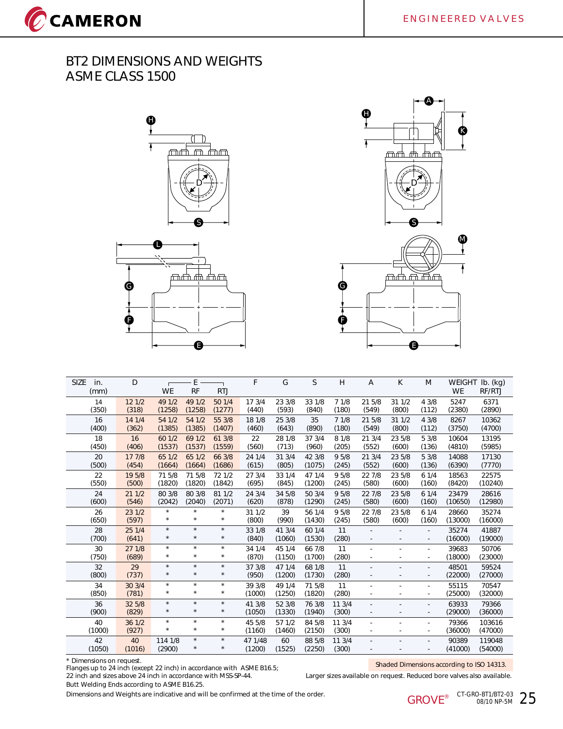# BT2 DIMENSIONS AND WEIGHTS
# ASME CLASS 1500

| SIZE in. (mm) | D | E WE | E RF | E RTJ | F | G | S | H | A | K | M | WEIGHT lb. (kg) WE | WEIGHT lb. (kg) RF/RTJ |
|---|---|---|---|---|---|---|---|---|---|---|---|---|---|
| 14 (350) | 12 1/2 (318) | 49 1/2 (1258) | 49 1/2 (1258) | 50 1/4 (1277) | 17 3/4 (440) | 23 3/8 (593) | 33 1/8 (840) | 7 1/8 (180) | 21 5/8 (549) | 31 1/2 (800) | 4 3/8 (112) | 5247 (2380) | 6371 (2890) |
| 16 (400) | 14 1/4 (362) | 54 1/2 (1385) | 54 1/2 (1385) | 55 3/8 (1407) | 18 1/8 (460) | 25 3/8 (643) | 35 (890) | 7 1/8 (180) | 21 5/8 (549) | 31 1/2 (800) | 4 3/8 (112) | 8267 (3750) | 10362 (4700) |
| 18 (450) | 16 (406) | 60 1/2 (1537) | 69 1/2 (1537) | 61 3/8 (1559) | 22 (560) | 28 1/8 (713) | 37 3/4 (960) | 8 1/8 (205) | 21 3/4 (552) | 23 5/8 (600) | 5 3/8 (136) | 10604 (4810) | 13195 (5985) |
| 20 (500) | 17 7/8 (454) | 65 1/2 (1664) | 65 1/2 (1664) | 66 3/8 (1686) | 24 1/4 (615) | 31 3/4 (805) | 42 3/8 (1075) | 9 5/8 (245) | 21 3/4 (552) | 23 5/8 (600) | 5 3/8 (136) | 14088 (6390) | 17130 (7770) |
| 22 (550) | 19 5/8 (500) | 71 5/8 (1820) | 71 5/8 (1820) | 72 1/2 (1842) | 27 3/4 (695) | 33 1/4 (845) | 47 1/4 (1200) | 9 5/8 (245) | 22 7/8 (580) | 23 5/8 (600) | 6 1/4 (160) | 18563 (8420) | 22575 (10240) |
| 24 (600) | 21 1/2 (546) | 80 3/8 (2042) | 80 3/8 (2040) | 81 1/2 (2071) | 24 3/4 (620) | 34 5/8 (878) | 50 3/4 (1290) | 9 5/8 (245) | 22 7/8 (580) | 23 5/8 (600) | 6 1/4 (160) | 23479 (10650) | 28616 (12980) |
| 26 (650) | 23 1/2 (597) | * | * | * | 31 1/2 (800) | 39 (990) | 56 1/4 (1430) | 9 5/8 (245) | 22 7/8 (580) | 23 5/8 (600) | 6 1/4 (160) | 28660 (13000) | 35274 (16000) |
| 28 (700) | 25 1/4 (641) | * | * | * | 33 1/8 (840) | 41 3/4 (1060) | 60 1/4 (1530) | 11 (280) | - | - | - | 35274 (16000) | 41887 (19000) |
| 30 (750) | 27 1/8 (689) | * | * | * | 34 1/4 (870) | 45 1/4 (1150) | 66 7/8 (1700) | 11 (280) | - | - | - | 39683 (18000) | 50706 (23000) |
| 32 (800) | 29 (737) | * | * | * | 37 3/8 (950) | 47 1/4 (1200) | 68 1/8 (1730) | 11 (280) | - | - | - | 48501 (22000) | 59524 (27000) |
| 34 (850) | 30 3/4 (781) | * | * | * | 39 3/8 (1000) | 49 1/4 (1250) | 71 5/8 (1820) | 11 (280) | - | - | - | 55115 (25000) | 70547 (32000) |
| 36 (900) | 32 5/8 (829) | * | * | * | 41 3/8 (1050) | 52 3/8 (1330) | 76 3/8 (1940) | 11 3/4 (300) | - | - | - | 63933 (29000) | 79366 (36000) |
| 40 (1000) | 36 1/2 (927) | * | * | * | 45 5/8 (1160) | 57 1/2 (1460) | 84 5/8 (2150) | 11 3/4 (300) | - | - | - | 79366 (36000) | 103616 (47000) |
| 42 (1050) | 40 (1016) | 114 1/8 (2900) | * | * | 47 1/48 (1200) | 60 (1525) | 88 5/8 (2250) | 11 3/4 (300) | - | - | - | 90389 (41000) | 119048 (54000) |

\* Dimensions on request.
Flanges up to 24 inch (except 22 inch) in accordance with ASME B16.5;
22 inch and sizes above 24 inch in accordance with MSS-SP-44.
Butt Welding Ends according to ASME B16.25.

Dimensions and Weights are indicative and will be confirmed at the time of the order.

Shaded Dimensions according to ISO 14313.

Larger sizes available on request. Reduced bore valves also available.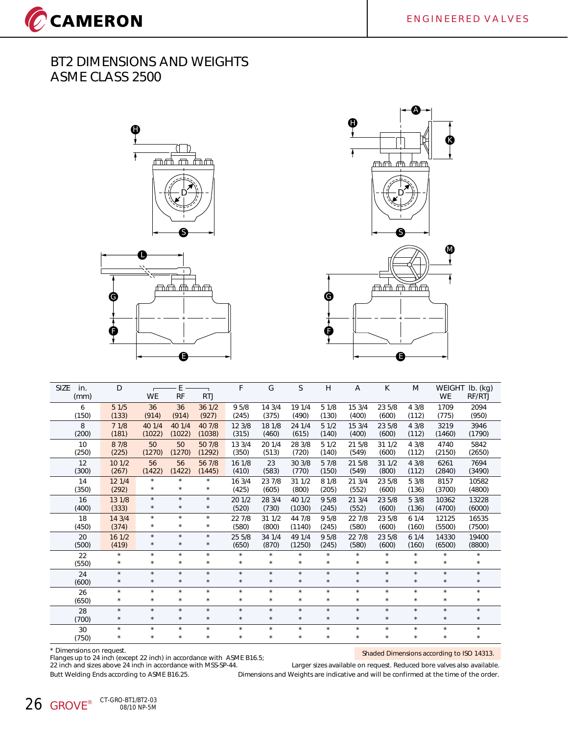# BT2 DIMENSIONS AND WEIGHTS
## ASME CLASS 2500

| SIZE in. (mm) | D | E WE | E RF | E RTJ | F | G | S | H | A | K | M | WEIGHT lb. (kg) WE | WEIGHT lb. (kg) RF/RTJ |
|---|---|---|---|---|---|---|---|---|---|---|---|---|---|
| 6 (150) | 5 1/5 (133) | 36 (914) | 36 (914) | 36 1/2 (927) | 9 5/8 (245) | 14 3/4 (375) | 19 1/4 (490) | 5 1/8 (130) | 15 3/4 (400) | 23 5/8 (600) | 4 3/8 (112) | 1709 (775) | 2094 (950) |
| 8 (200) | 7 1/8 (181) | 40 1/4 (1022) | 40 1/4 (1022) | 40 7/8 (1038) | 12 3/8 (315) | 18 1/8 (460) | 24 1/4 (615) | 5 1/2 (140) | 15 3/4 (400) | 23 5/8 (600) | 4 3/8 (112) | 3219 (1460) | 3946 (1790) |
| 10 (250) | 8 7/8 (225) | 50 (1270) | 50 (1270) | 50 7/8 (1292) | 13 3/4 (350) | 20 1/4 (513) | 28 3/8 (720) | 5 1/2 (140) | 21 5/8 (549) | 31 1/2 (600) | 4 3/8 (112) | 4740 (2150) | 5842 (2650) |
| 12 (300) | 10 1/2 (267) | 56 (1422) | 56 (1422) | 56 7/8 (1445) | 16 1/8 (410) | 23 (583) | 30 3/8 (770) | 5 7/8 (150) | 21 5/8 (549) | 31 1/2 (800) | 4 3/8 (112) | 6261 (2840) | 7694 (3490) |
| 14 (350) | 12 1/4 (292) | * * | * * | * * | 16 3/4 (425) | 23 7/8 (605) | 31 1/2 (800) | 8 1/8 (205) | 21 3/4 (552) | 23 5/8 (600) | 5 3/8 (136) | 8157 (3700) | 10582 (4800) |
| 16 (400) | 13 1/8 (333) | * * | * * | * * | 20 1/2 (520) | 28 3/4 (730) | 40 1/2 (1030) | 9 5/8 (245) | 21 3/4 (552) | 23 5/8 (600) | 5 3/8 (136) | 10362 (4700) | 13228 (6000) |
| 18 (450) | 14 3/4 (374) | * * | * * | * * | 22 7/8 (580) | 31 1/2 (800) | 44 7/8 (1140) | 9 5/8 (245) | 22 7/8 (580) | 23 5/8 (600) | 6 1/4 (160) | 12125 (5500) | 16535 (7500) |
| 20 (500) | 16 1/2 (419) | * * | * * | * * | 25 5/8 (650) | 34 1/4 (870) | 49 1/4 (1250) | 9 5/8 (245) | 22 7/8 (580) | 23 5/8 (600) | 6 1/4 (160) | 14330 (6500) | 19400 (8800) |
| 22 (550) | * * | * * | * * | * * | * * | * * | * * | * * | * * | * * | * * | * * | * * |
| 24 (600) | * * | * * | * * | * * | * * | * * | * * | * * | * * | * * | * * | * * | * * |
| 26 (650) | * * | * * | * * | * * | * * | * * | * * | * * | * * | * * | * * | * * | * * |
| 28 (700) | * * | * * | * * | * * | * * | * * | * * | * * | * * | * * | * * | * * | * * |
| 30 (750) | * * | * * | * * | * * | * * | * * | * * | * * | * * | * * | * * | * * | * * |

\* Dimensions on request.
Flanges up to 24 inch (except 22 inch) in accordance with ASME B16.5;
22 inch and sizes above 24 inch in accordance with MSS-SP-44.
Butt Welding Ends according to ASME B16.25.

Shaded Dimensions according to ISO 14313.

Larger sizes available on request. Reduced bore valves also available.
Dimensions and Weights are indicative and will be confirmed at the time of the order.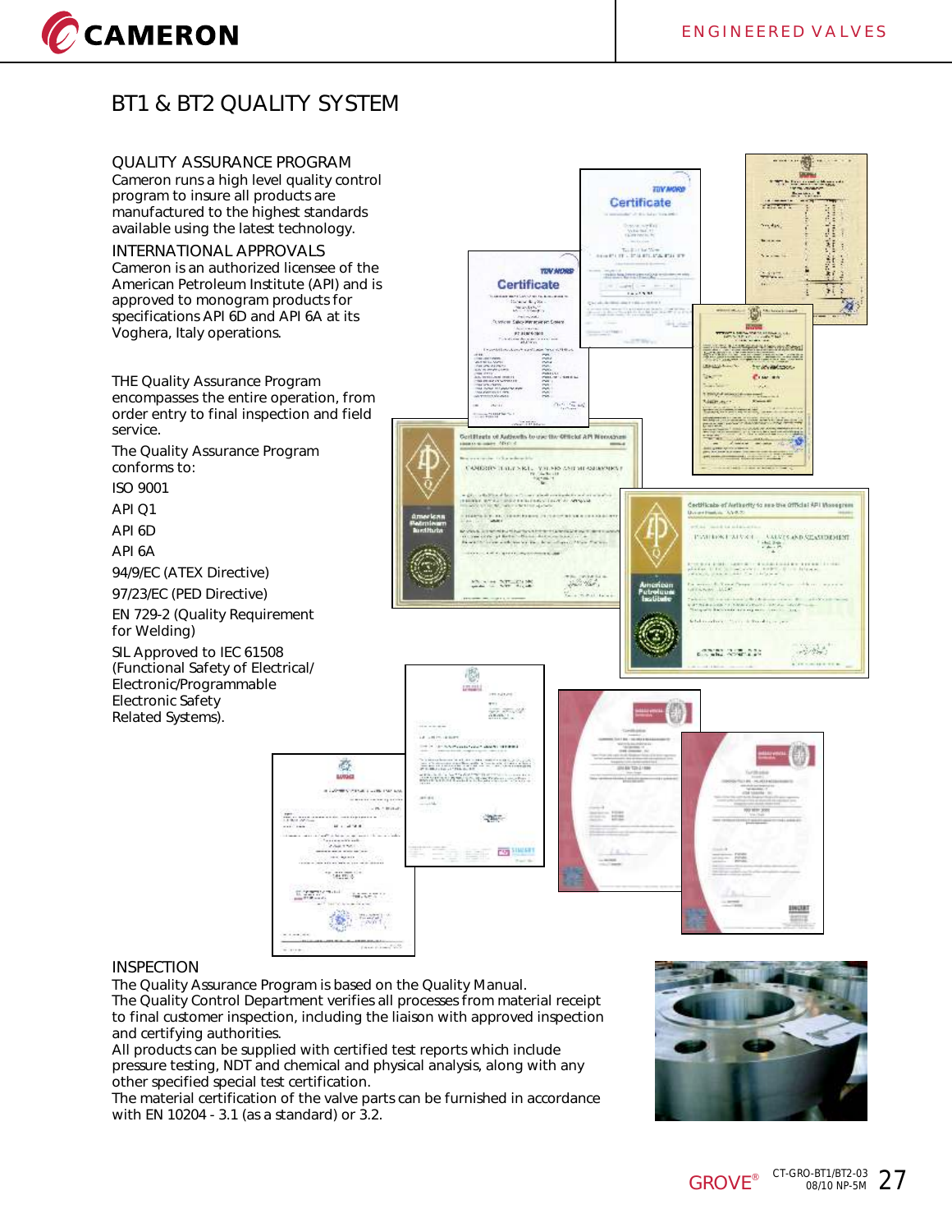# BT1 & BT2 QUALITY SYSTEM

## QUALITY ASSURANCE PROGRAM

Cameron runs a high level quality control program to insure all products are manufactured to the highest standards available using the latest technology.

## INTERNATIONAL APPROVALS

Cameron is an authorized licensee of the American Petroleum Institute (API) and is approved to monogram products for specifications API 6D and API 6A at its Voghera, Italy operations.

THE Quality Assurance Program encompasses the entire operation, from order entry to final inspection and field service.

The Quality Assurance Program conforms to:

ISO 9001

API Q1

API 6D

API 6A

94/9/EC (ATEX Directive)

97/23/EC (PED Directive)

EN 729-2 (Quality Requirement for Welding)

SIL Approved to IEC 61508 (Functional Safety of Electrical/ Electronic/Programmable Electronic Safety Related Systems).

## INSPECTION

The Quality Assurance Program is based on the Quality Manual.
The Quality Control Department verifies all processes from material receipt to final customer inspection, including the liaison with approved inspection and certifying authorities.
All products can be supplied with certified test reports which include pressure testing, NDT and chemical and physical analysis, along with any other specified special test certification.
The material certification of the valve parts can be furnished in accordance with EN 10204 - 3.1 (as a standard) or 3.2.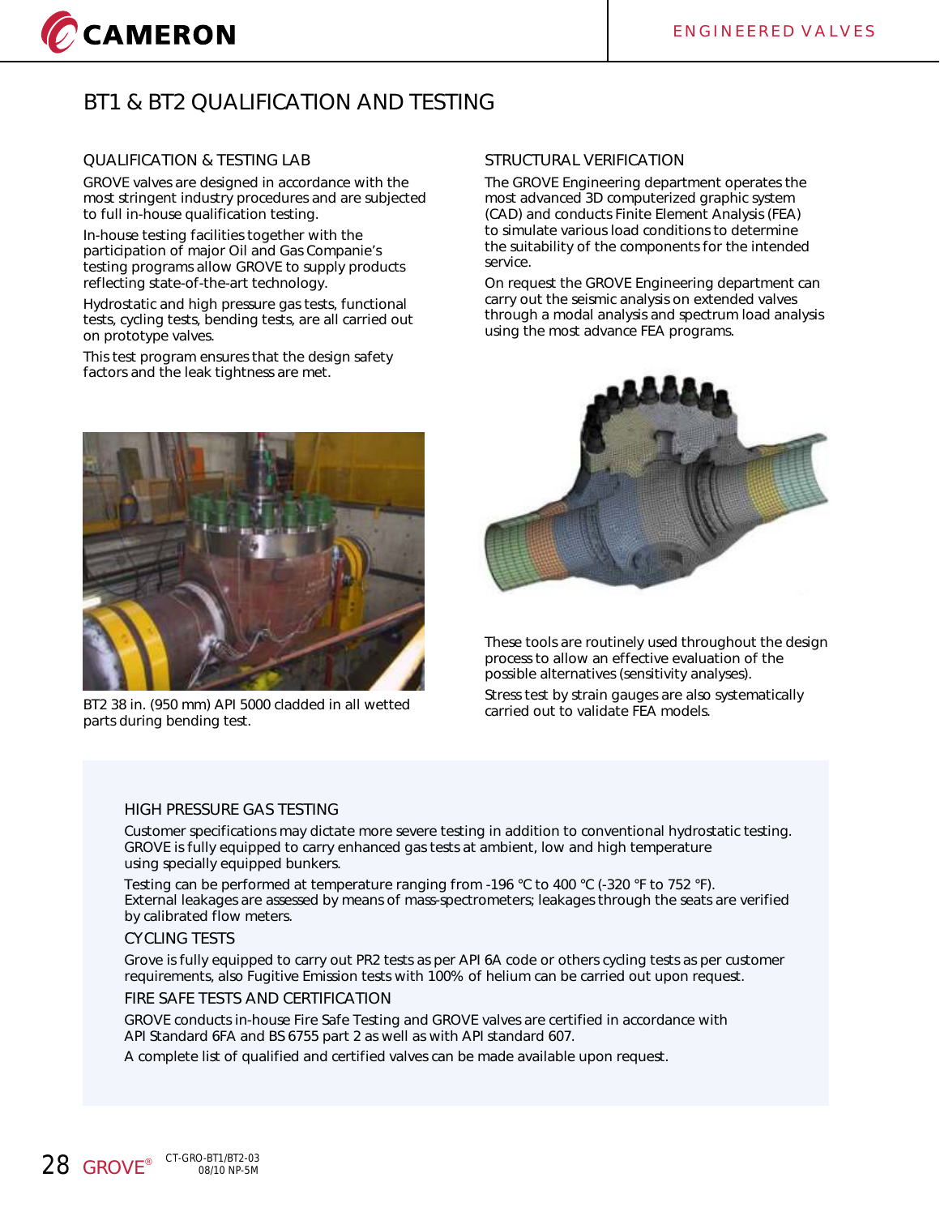# BT1 & BT2 QUALIFICATION AND TESTING

## QUALIFICATION & TESTING LAB

GROVE valves are designed in accordance with the most stringent industry procedures and are subjected to full in-house qualification testing.

In-house testing facilities together with the participation of major Oil and Gas Companie's testing programs allow GROVE to supply products reflecting state-of-the-art technology.

Hydrostatic and high pressure gas tests, functional tests, cycling tests, bending tests, are all carried out on prototype valves.

This test program ensures that the design safety factors and the leak tightness are met.

BT2 38 in. (950 mm) API 5000 cladded in all wetted parts during bending test.

## STRUCTURAL VERIFICATION

The GROVE Engineering department operates the most advanced 3D computerized graphic system (CAD) and conducts Finite Element Analysis (FEA) to simulate various load conditions to determine the suitability of the components for the intended service.

On request the GROVE Engineering department can carry out the seismic analysis on extended valves through a modal analysis and spectrum load analysis using the most advance FEA programs.

These tools are routinely used throughout the design process to allow an effective evaluation of the possible alternatives (sensitivity analyses).

Stress test by strain gauges are also systematically carried out to validate FEA models.

## HIGH PRESSURE GAS TESTING

Customer specifications may dictate more severe testing in addition to conventional hydrostatic testing. GROVE is fully equipped to carry enhanced gas tests at ambient, low and high temperature using specially equipped bunkers.

Testing can be performed at temperature ranging from -196 °C to 400 °C (-320 °F to 752 °F). External leakages are assessed by means of mass-spectrometers; leakages through the seats are verified by calibrated flow meters.

## CYCLING TESTS

Grove is fully equipped to carry out PR2 tests as per API 6A code or others cycling tests as per customer requirements, also Fugitive Emission tests with 100% of helium can be carried out upon request.

## FIRE SAFE TESTS AND CERTIFICATION

GROVE conducts in-house Fire Safe Testing and GROVE valves are certified in accordance with API Standard 6FA and BS 6755 part 2 as well as with API standard 607.

A complete list of qualified and certified valves can be made available upon request.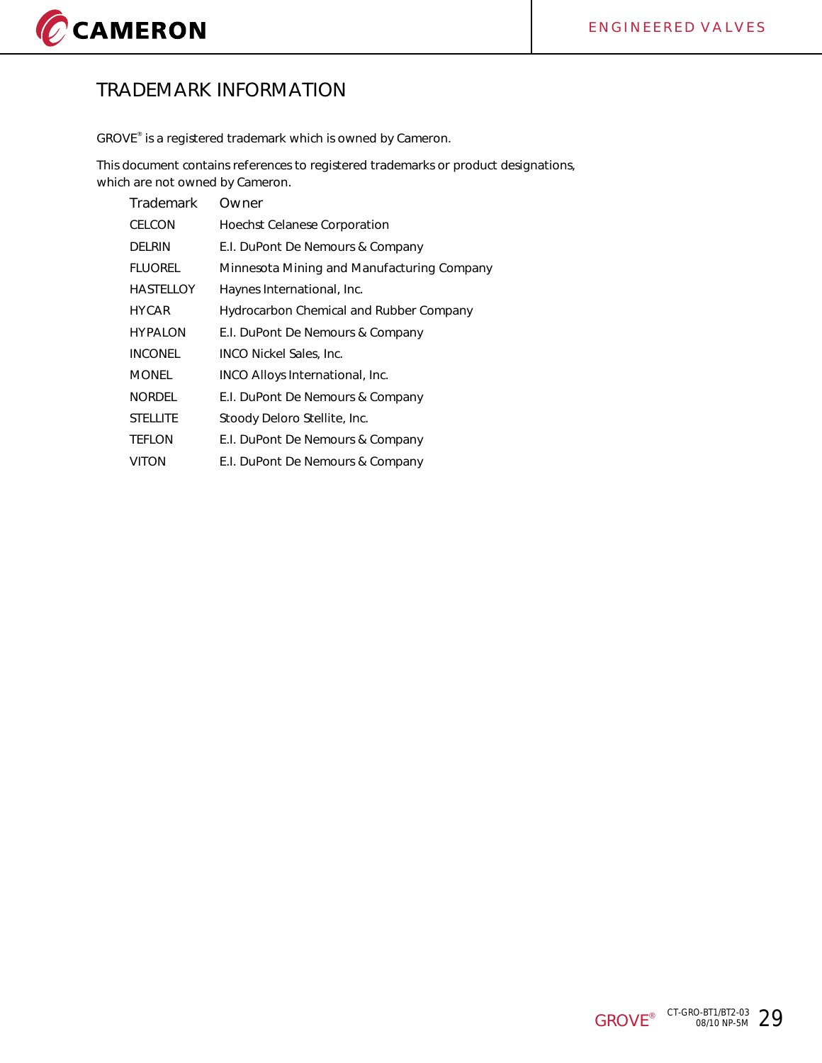# TRADEMARK INFORMATION

GROVE® is a registered trademark which is owned by Cameron.

This document contains references to registered trademarks or product designations, which are not owned by Cameron.

| Trademark | Owner |
|---|---|
| CELCON | Hoechst Celanese Corporation |
| DELRIN | E.I. DuPont De Nemours & Company |
| FLUOREL | Minnesota Mining and Manufacturing Company |
| HASTELLOY | Haynes International, Inc. |
| HYCAR | Hydrocarbon Chemical and Rubber Company |
| HYPALON | E.I. DuPont De Nemours & Company |
| INCONEL | INCO Nickel Sales, Inc. |
| MONEL | INCO Alloys International, Inc. |
| NORDEL | E.I. DuPont De Nemours & Company |
| STELLITE | Stoody Deloro Stellite, Inc. |
| TEFLON | E.I. DuPont De Nemours & Company |
| VITON | E.I. DuPont De Nemours & Company |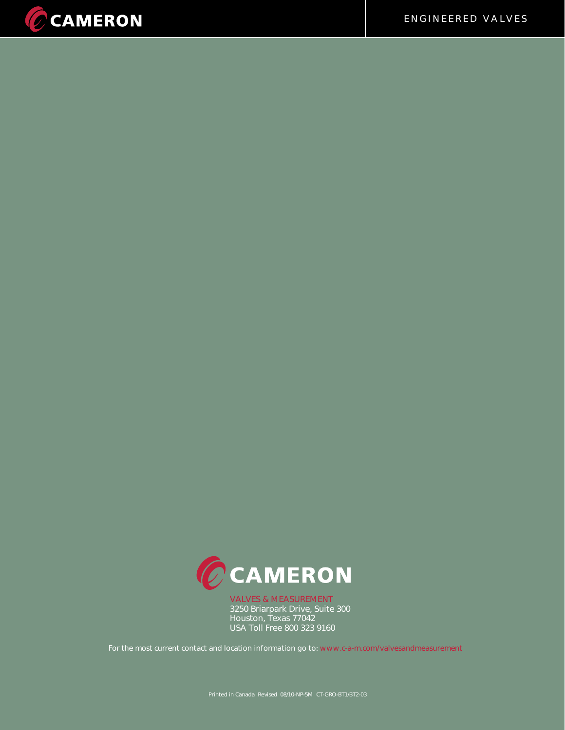CAMERON

ENGINEERED VALVES

CAMERON

VALVES & MEASUREMENT
3250 Briarpark Drive, Suite 300
Houston, Texas 77042
USA Toll Free 800 323 9160

For the most current contact and location information go to: www.c-a-m.com/valvesandmeasurement

Printed in Canada Revised 08/10-NP-5M CT-GRO-BT1/BT2-03